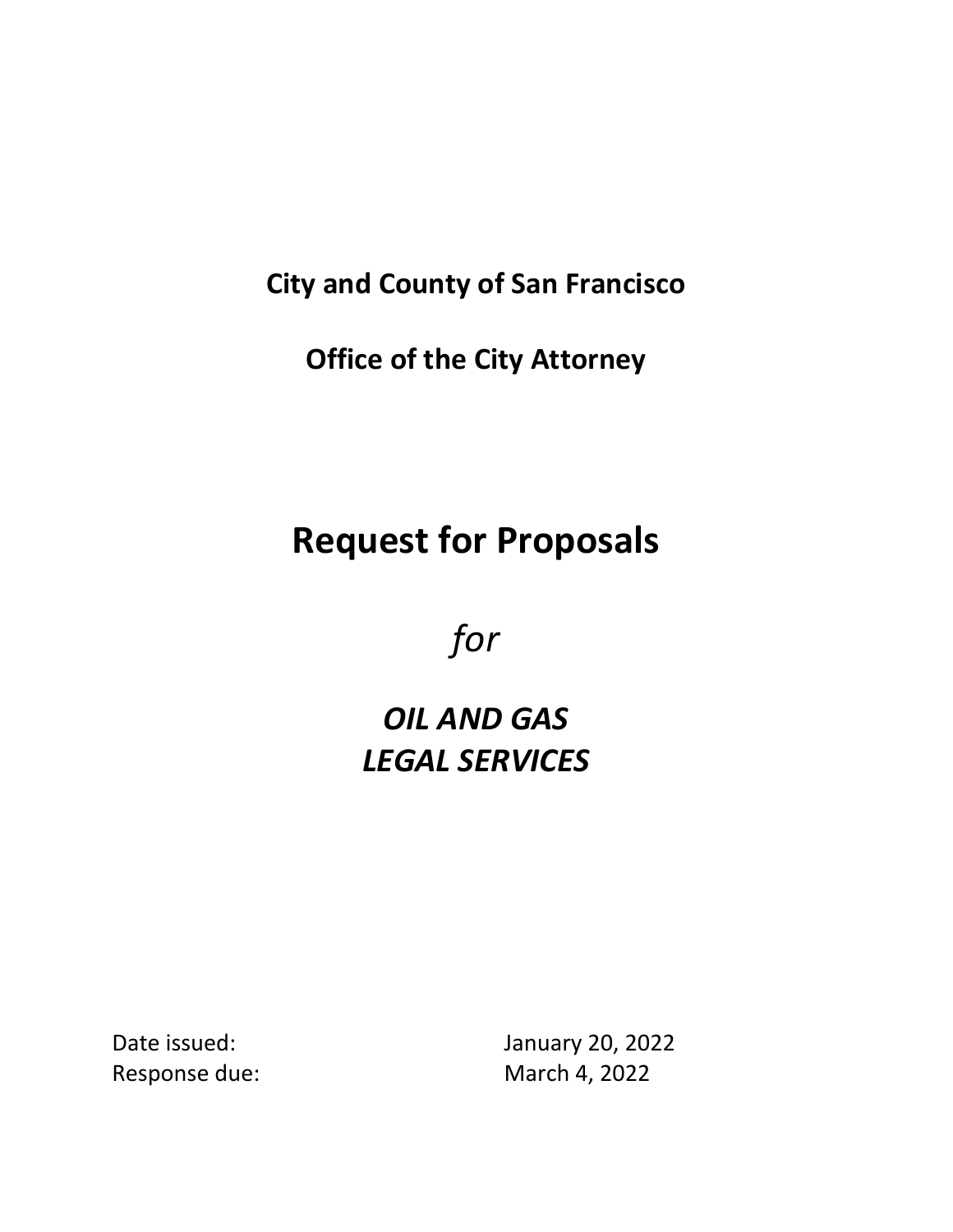**City and County of San Francisco**

**Office of the City Attorney**

# Request for Proposals

*for*

## *OIL AND GAS LEGAL SERVICES*

| | |
|---|---|
| Date issued: | January 20, 2022 |
| Response due: | March 4, 2022 |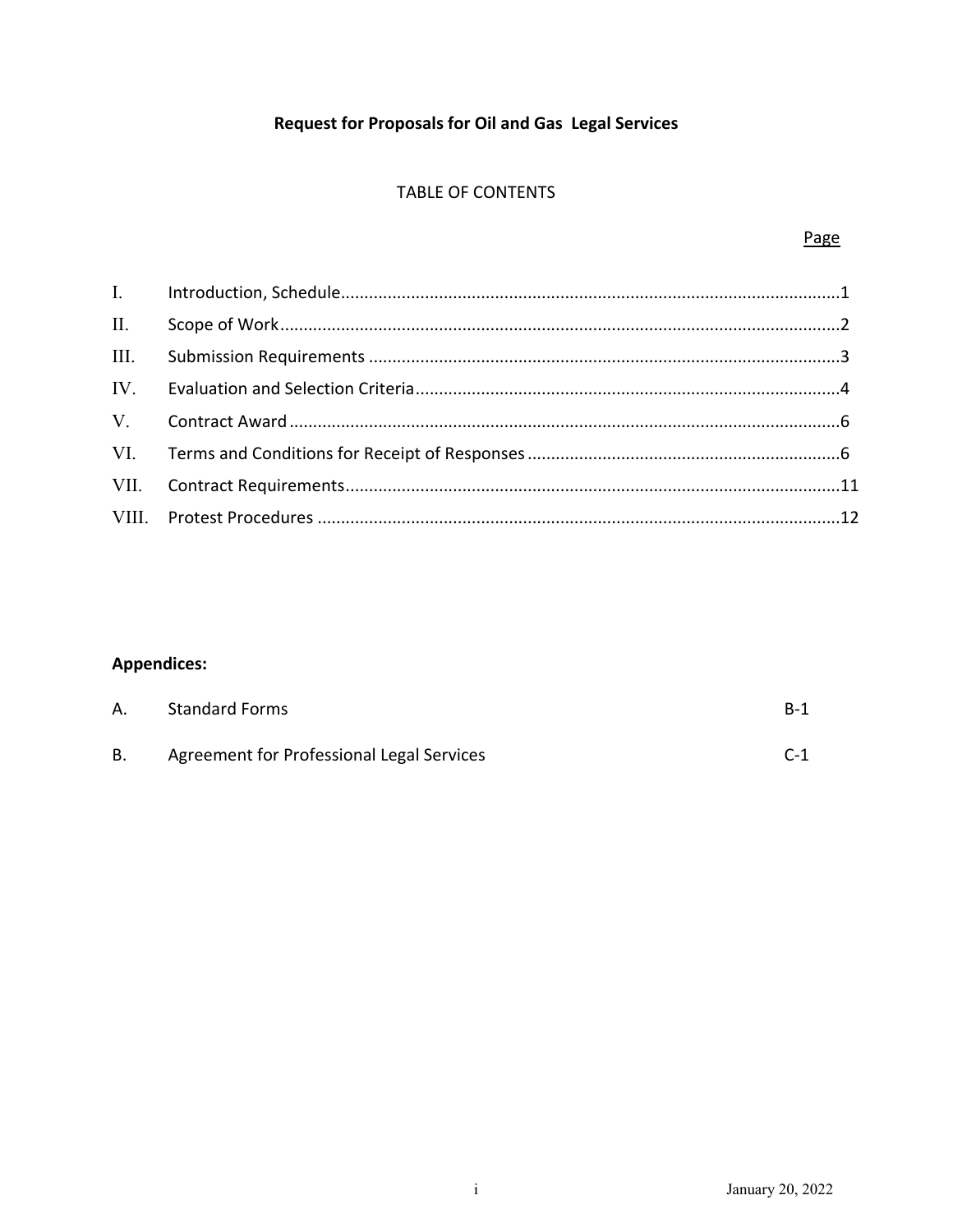# Request for Proposals for Oil and Gas Legal Services

TABLE OF CONTENTS

| | | Page |
|---|---|---|
| I. | Introduction, Schedule | 1 |
| II. | Scope of Work | 2 |
| III. | Submission Requirements | 3 |
| IV. | Evaluation and Selection Criteria | 4 |
| V. | Contract Award | 6 |
| VI. | Terms and Conditions for Receipt of Responses | 6 |
| VII. | Contract Requirements | 11 |
| VIII. | Protest Procedures | 12 |

**Appendices:**

| | | |
|---|---|---|
| A. | Standard Forms | B-1 |
| B. | Agreement for Professional Legal Services | C-1 |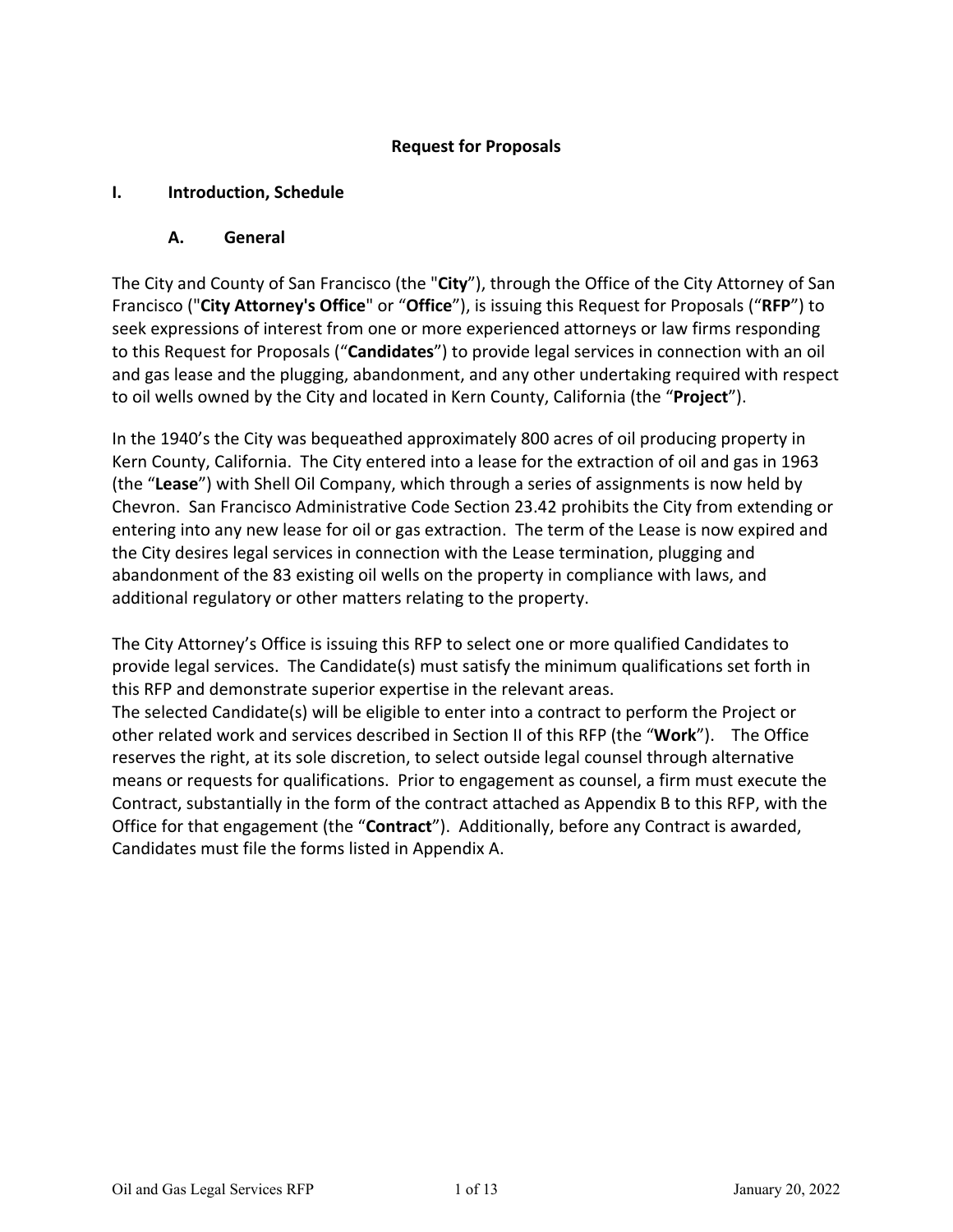# Request for Proposals

## I. Introduction, Schedule

### A. General

The City and County of San Francisco (the "**City**"), through the Office of the City Attorney of San Francisco ("**City Attorney's Office**" or "**Office**"), is issuing this Request for Proposals ("**RFP**") to seek expressions of interest from one or more experienced attorneys or law firms responding to this Request for Proposals ("**Candidates**") to provide legal services in connection with an oil and gas lease and the plugging, abandonment, and any other undertaking required with respect to oil wells owned by the City and located in Kern County, California (the "**Project**").

In the 1940's the City was bequeathed approximately 800 acres of oil producing property in Kern County, California. The City entered into a lease for the extraction of oil and gas in 1963 (the "**Lease**") with Shell Oil Company, which through a series of assignments is now held by Chevron. San Francisco Administrative Code Section 23.42 prohibits the City from extending or entering into any new lease for oil or gas extraction. The term of the Lease is now expired and the City desires legal services in connection with the Lease termination, plugging and abandonment of the 83 existing oil wells on the property in compliance with laws, and additional regulatory or other matters relating to the property.

The City Attorney's Office is issuing this RFP to select one or more qualified Candidates to provide legal services. The Candidate(s) must satisfy the minimum qualifications set forth in this RFP and demonstrate superior expertise in the relevant areas.

The selected Candidate(s) will be eligible to enter into a contract to perform the Project or other related work and services described in Section II of this RFP (the "**Work**"). The Office reserves the right, at its sole discretion, to select outside legal counsel through alternative means or requests for qualifications. Prior to engagement as counsel, a firm must execute the Contract, substantially in the form of the contract attached as Appendix B to this RFP, with the Office for that engagement (the "**Contract**"). Additionally, before any Contract is awarded, Candidates must file the forms listed in Appendix A.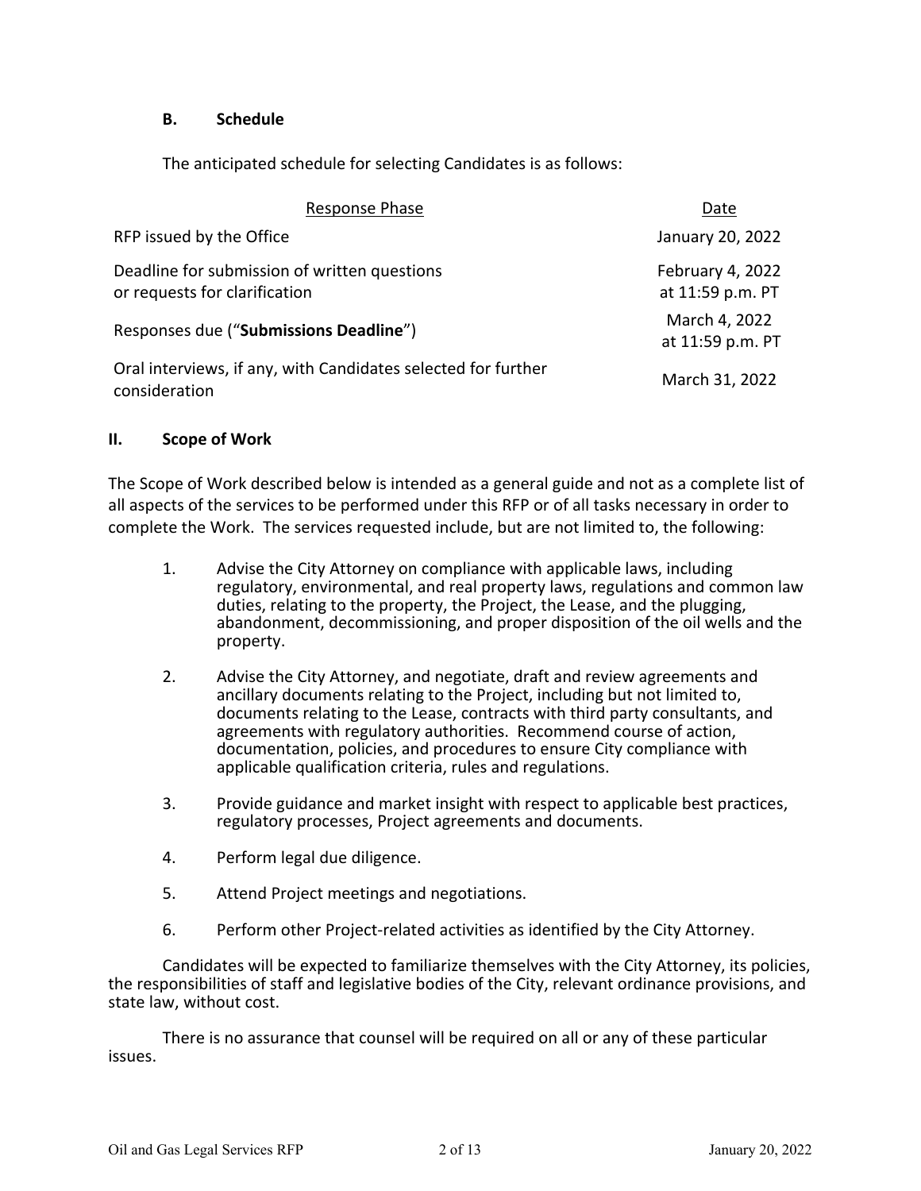### B. Schedule

The anticipated schedule for selecting Candidates is as follows:

| Response Phase | Date |
| --- | --- |
| RFP issued by the Office | January 20, 2022 |
| Deadline for submission of written questions or requests for clarification | February 4, 2022 at 11:59 p.m. PT |
| Responses due ("**Submissions Deadline**") | March 4, 2022 at 11:59 p.m. PT |
| Oral interviews, if any, with Candidates selected for further consideration | March 31, 2022 |

## II. Scope of Work

The Scope of Work described below is intended as a general guide and not as a complete list of all aspects of the services to be performed under this RFP or of all tasks necessary in order to complete the Work. The services requested include, but are not limited to, the following:

1. Advise the City Attorney on compliance with applicable laws, including regulatory, environmental, and real property laws, regulations and common law duties, relating to the property, the Project, the Lease, and the plugging, abandonment, decommissioning, and proper disposition of the oil wells and the property.
2. Advise the City Attorney, and negotiate, draft and review agreements and ancillary documents relating to the Project, including but not limited to, documents relating to the Lease, contracts with third party consultants, and agreements with regulatory authorities. Recommend course of action, documentation, policies, and procedures to ensure City compliance with applicable qualification criteria, rules and regulations.
3. Provide guidance and market insight with respect to applicable best practices, regulatory processes, Project agreements and documents.
4. Perform legal due diligence.
5. Attend Project meetings and negotiations.
6. Perform other Project-related activities as identified by the City Attorney.

Candidates will be expected to familiarize themselves with the City Attorney, its policies, the responsibilities of staff and legislative bodies of the City, relevant ordinance provisions, and state law, without cost.

There is no assurance that counsel will be required on all or any of these particular issues.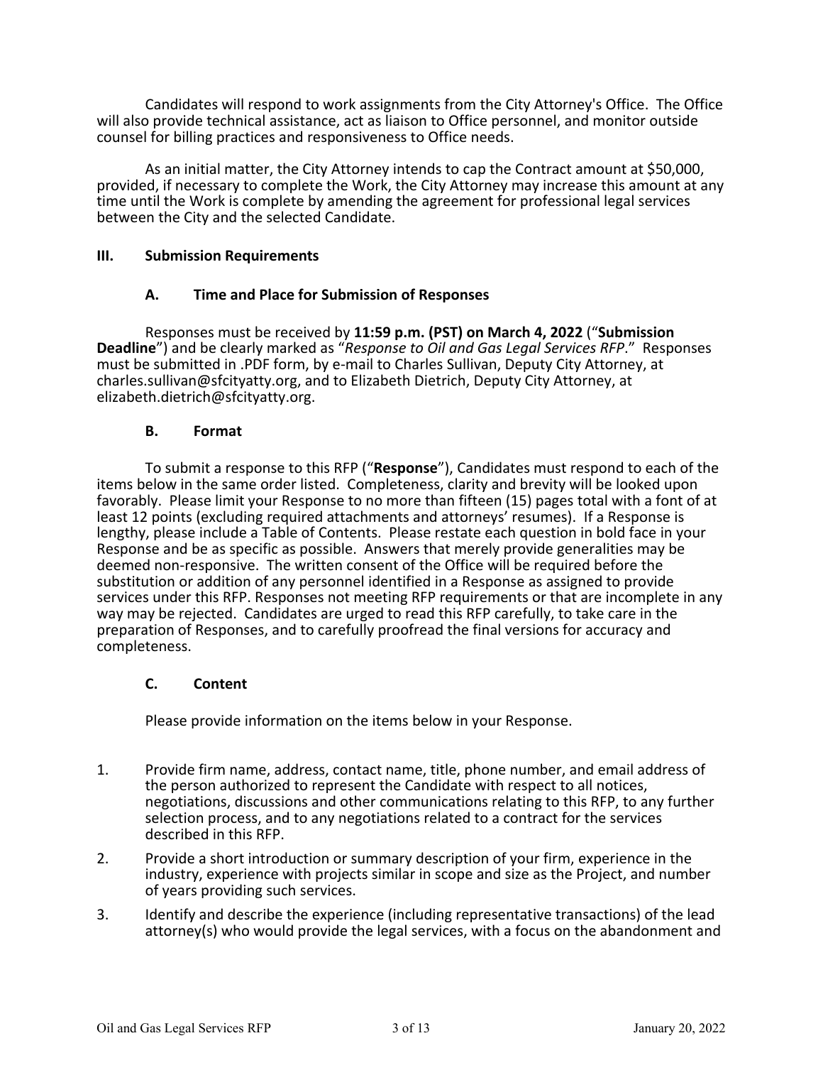Candidates will respond to work assignments from the City Attorney's Office. The Office will also provide technical assistance, act as liaison to Office personnel, and monitor outside counsel for billing practices and responsiveness to Office needs.

As an initial matter, the City Attorney intends to cap the Contract amount at $50,000, provided, if necessary to complete the Work, the City Attorney may increase this amount at any time until the Work is complete by amending the agreement for professional legal services between the City and the selected Candidate.

## III. Submission Requirements

### A. Time and Place for Submission of Responses

Responses must be received by **11:59 p.m. (PST) on March 4, 2022** ("**Submission Deadline**") and be clearly marked as "*Response to Oil and Gas Legal Services RFP*." Responses must be submitted in .PDF form, by e-mail to Charles Sullivan, Deputy City Attorney, at charles.sullivan@sfcityatty.org, and to Elizabeth Dietrich, Deputy City Attorney, at elizabeth.dietrich@sfcityatty.org.

### B. Format

To submit a response to this RFP ("**Response**"), Candidates must respond to each of the items below in the same order listed. Completeness, clarity and brevity will be looked upon favorably. Please limit your Response to no more than fifteen (15) pages total with a font of at least 12 points (excluding required attachments and attorneys' resumes). If a Response is lengthy, please include a Table of Contents. Please restate each question in bold face in your Response and be as specific as possible. Answers that merely provide generalities may be deemed non-responsive. The written consent of the Office will be required before the substitution or addition of any personnel identified in a Response as assigned to provide services under this RFP. Responses not meeting RFP requirements or that are incomplete in any way may be rejected. Candidates are urged to read this RFP carefully, to take care in the preparation of Responses, and to carefully proofread the final versions for accuracy and completeness.

### C. Content

Please provide information on the items below in your Response.

1. Provide firm name, address, contact name, title, phone number, and email address of the person authorized to represent the Candidate with respect to all notices, negotiations, discussions and other communications relating to this RFP, to any further selection process, and to any negotiations related to a contract for the services described in this RFP.
2. Provide a short introduction or summary description of your firm, experience in the industry, experience with projects similar in scope and size as the Project, and number of years providing such services.
3. Identify and describe the experience (including representative transactions) of the lead attorney(s) who would provide the legal services, with a focus on the abandonment and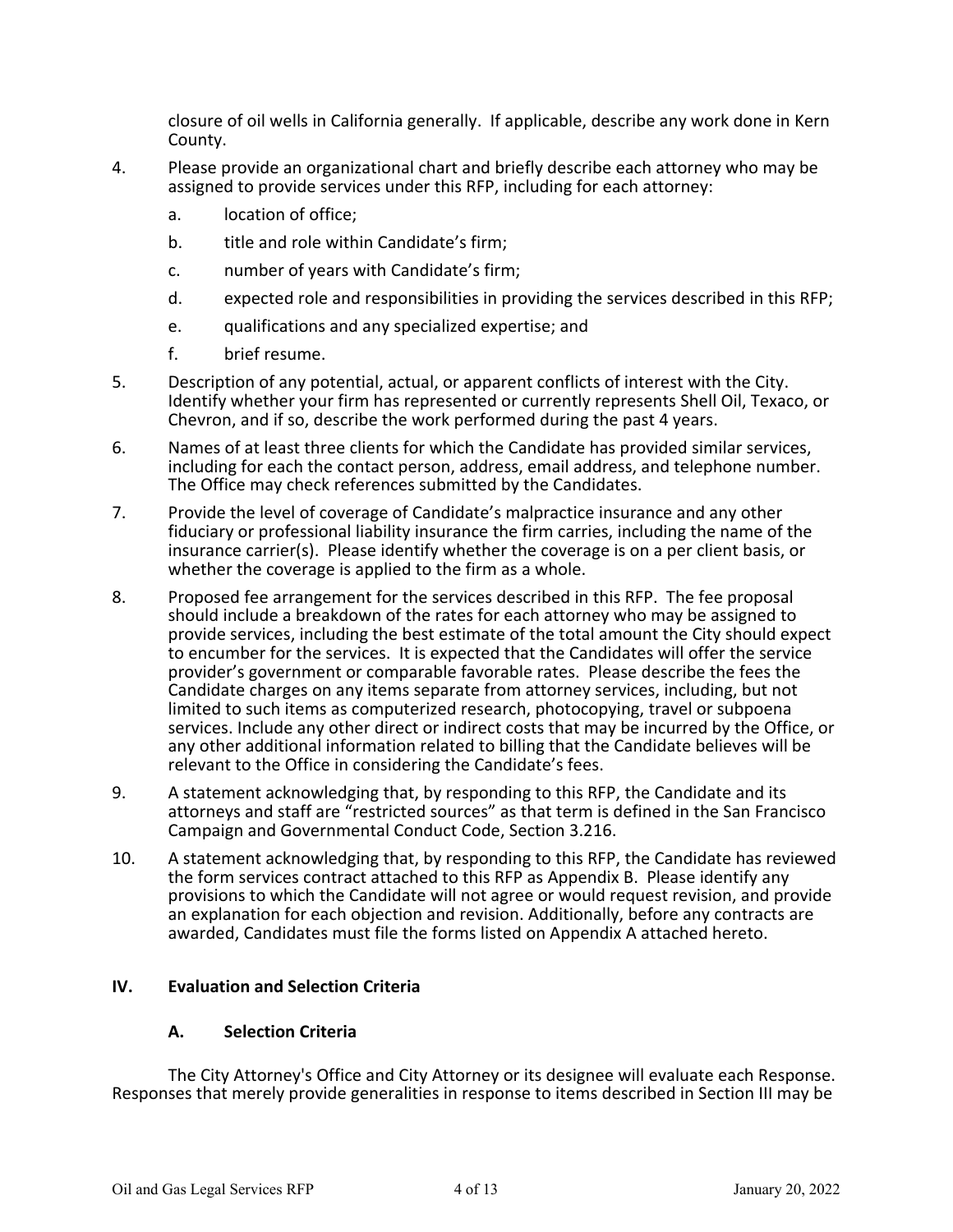closure of oil wells in California generally. If applicable, describe any work done in Kern County.

4. Please provide an organizational chart and briefly describe each attorney who may be assigned to provide services under this RFP, including for each attorney:
   a. location of office;
   b. title and role within Candidate's firm;
   c. number of years with Candidate's firm;
   d. expected role and responsibilities in providing the services described in this RFP;
   e. qualifications and any specialized expertise; and
   f. brief resume.
5. Description of any potential, actual, or apparent conflicts of interest with the City. Identify whether your firm has represented or currently represents Shell Oil, Texaco, or Chevron, and if so, describe the work performed during the past 4 years.
6. Names of at least three clients for which the Candidate has provided similar services, including for each the contact person, address, email address, and telephone number. The Office may check references submitted by the Candidates.
7. Provide the level of coverage of Candidate's malpractice insurance and any other fiduciary or professional liability insurance the firm carries, including the name of the insurance carrier(s). Please identify whether the coverage is on a per client basis, or whether the coverage is applied to the firm as a whole.
8. Proposed fee arrangement for the services described in this RFP. The fee proposal should include a breakdown of the rates for each attorney who may be assigned to provide services, including the best estimate of the total amount the City should expect to encumber for the services. It is expected that the Candidates will offer the service provider's government or comparable favorable rates. Please describe the fees the Candidate charges on any items separate from attorney services, including, but not limited to such items as computerized research, photocopying, travel or subpoena services. Include any other direct or indirect costs that may be incurred by the Office, or any other additional information related to billing that the Candidate believes will be relevant to the Office in considering the Candidate's fees.
9. A statement acknowledging that, by responding to this RFP, the Candidate and its attorneys and staff are "restricted sources" as that term is defined in the San Francisco Campaign and Governmental Conduct Code, Section 3.216.
10. A statement acknowledging that, by responding to this RFP, the Candidate has reviewed the form services contract attached to this RFP as Appendix B. Please identify any provisions to which the Candidate will not agree or would request revision, and provide an explanation for each objection and revision. Additionally, before any contracts are awarded, Candidates must file the forms listed on Appendix A attached hereto.

## IV. Evaluation and Selection Criteria

### A. Selection Criteria

The City Attorney's Office and City Attorney or its designee will evaluate each Response. Responses that merely provide generalities in response to items described in Section III may be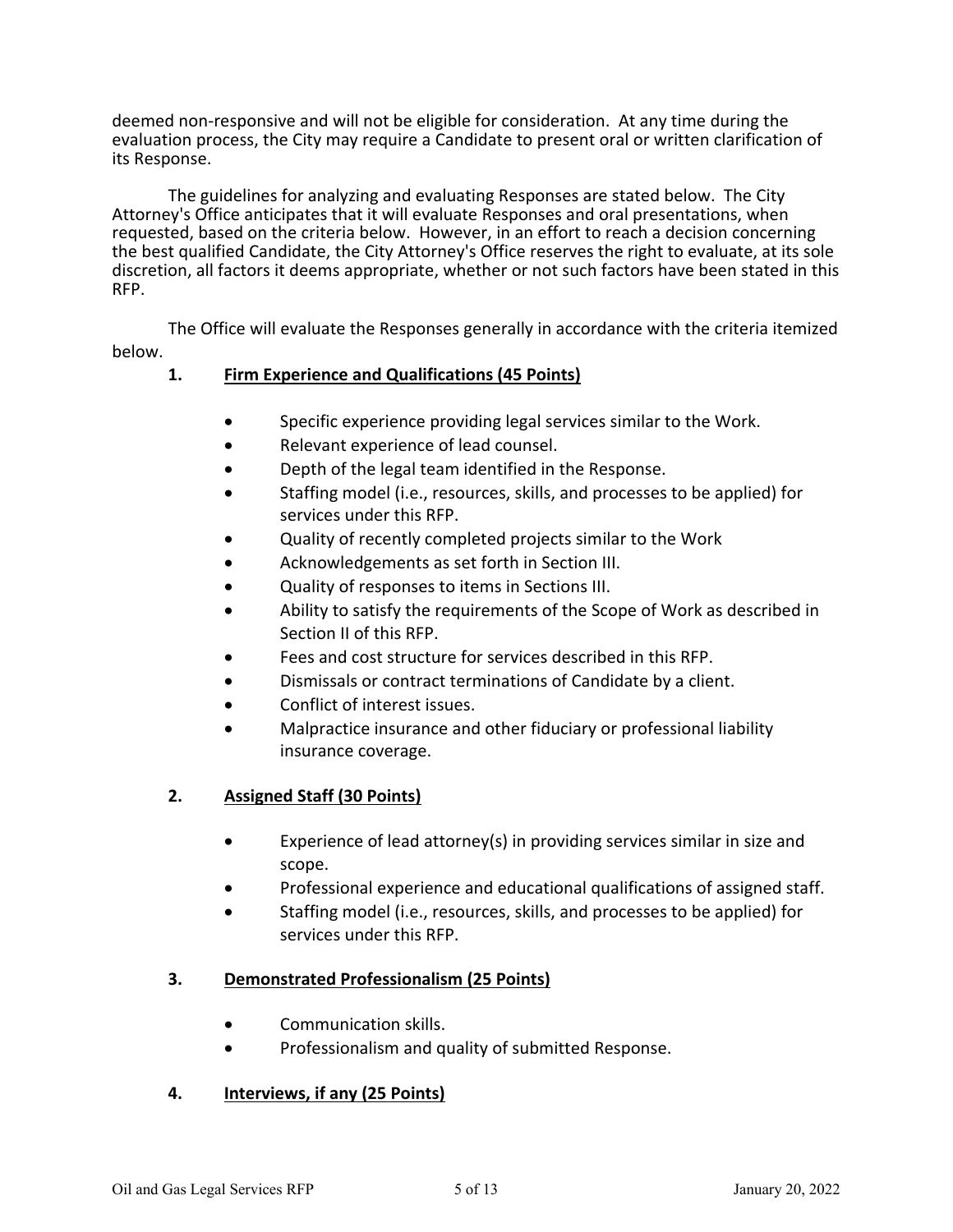deemed non-responsive and will not be eligible for consideration. At any time during the evaluation process, the City may require a Candidate to present oral or written clarification of its Response.

The guidelines for analyzing and evaluating Responses are stated below. The City Attorney's Office anticipates that it will evaluate Responses and oral presentations, when requested, based on the criteria below. However, in an effort to reach a decision concerning the best qualified Candidate, the City Attorney's Office reserves the right to evaluate, at its sole discretion, all factors it deems appropriate, whether or not such factors have been stated in this RFP.

The Office will evaluate the Responses generally in accordance with the criteria itemized below.

**1. Firm Experience and Qualifications (45 Points)**

- Specific experience providing legal services similar to the Work.
- Relevant experience of lead counsel.
- Depth of the legal team identified in the Response.
- Staffing model (i.e., resources, skills, and processes to be applied) for services under this RFP.
- Quality of recently completed projects similar to the Work
- Acknowledgements as set forth in Section III.
- Quality of responses to items in Sections III.
- Ability to satisfy the requirements of the Scope of Work as described in Section II of this RFP.
- Fees and cost structure for services described in this RFP.
- Dismissals or contract terminations of Candidate by a client.
- Conflict of interest issues.
- Malpractice insurance and other fiduciary or professional liability insurance coverage.

**2. Assigned Staff (30 Points)**

- Experience of lead attorney(s) in providing services similar in size and scope.
- Professional experience and educational qualifications of assigned staff.
- Staffing model (i.e., resources, skills, and processes to be applied) for services under this RFP.

**3. Demonstrated Professionalism (25 Points)**

- Communication skills.
- Professionalism and quality of submitted Response.

**4. Interviews, if any (25 Points)**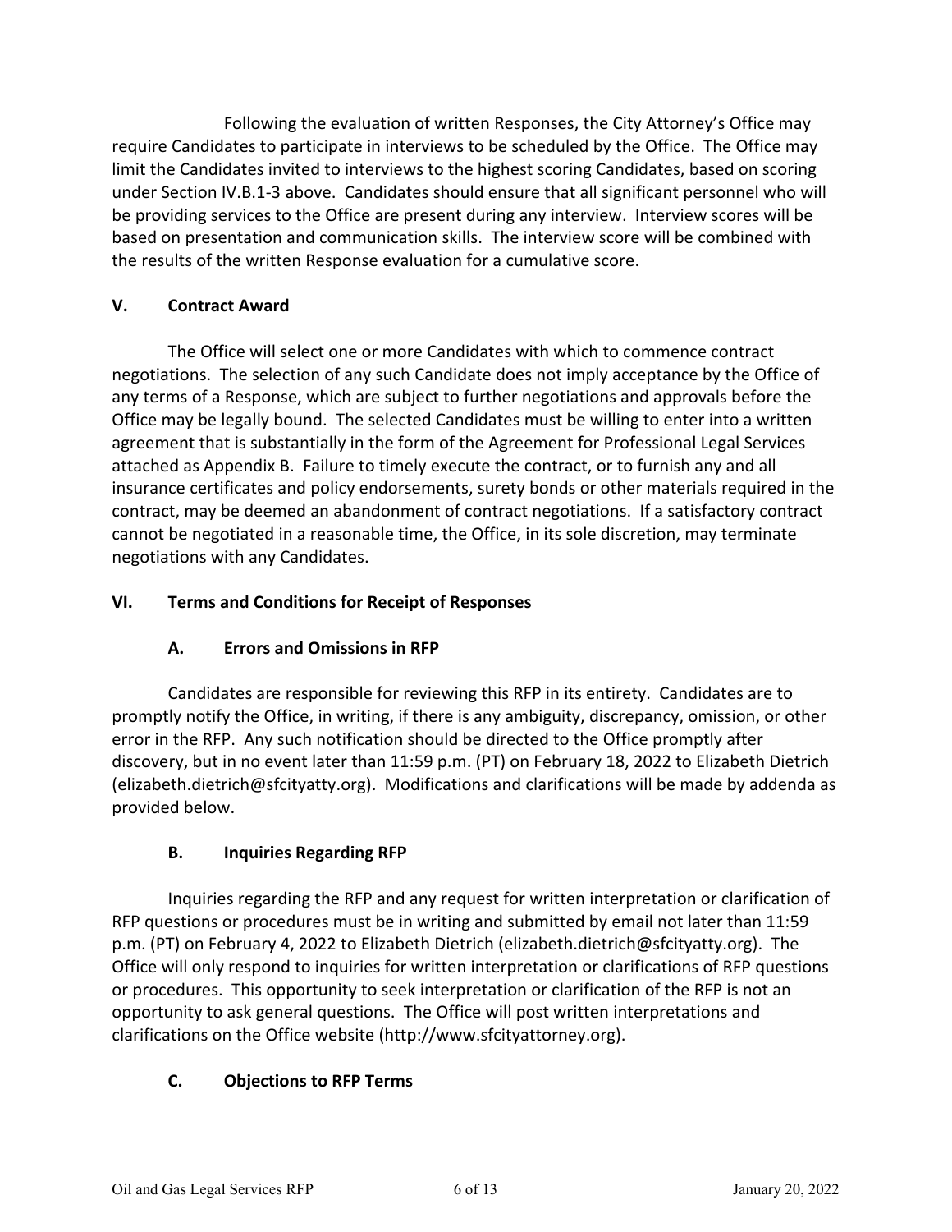Following the evaluation of written Responses, the City Attorney's Office may require Candidates to participate in interviews to be scheduled by the Office. The Office may limit the Candidates invited to interviews to the highest scoring Candidates, based on scoring under Section IV.B.1-3 above. Candidates should ensure that all significant personnel who will be providing services to the Office are present during any interview. Interview scores will be based on presentation and communication skills. The interview score will be combined with the results of the written Response evaluation for a cumulative score.

## V. Contract Award

The Office will select one or more Candidates with which to commence contract negotiations. The selection of any such Candidate does not imply acceptance by the Office of any terms of a Response, which are subject to further negotiations and approvals before the Office may be legally bound. The selected Candidates must be willing to enter into a written agreement that is substantially in the form of the Agreement for Professional Legal Services attached as Appendix B. Failure to timely execute the contract, or to furnish any and all insurance certificates and policy endorsements, surety bonds or other materials required in the contract, may be deemed an abandonment of contract negotiations. If a satisfactory contract cannot be negotiated in a reasonable time, the Office, in its sole discretion, may terminate negotiations with any Candidates.

## VI. Terms and Conditions for Receipt of Responses

### A. Errors and Omissions in RFP

Candidates are responsible for reviewing this RFP in its entirety. Candidates are to promptly notify the Office, in writing, if there is any ambiguity, discrepancy, omission, or other error in the RFP. Any such notification should be directed to the Office promptly after discovery, but in no event later than 11:59 p.m. (PT) on February 18, 2022 to Elizabeth Dietrich (elizabeth.dietrich@sfcityatty.org). Modifications and clarifications will be made by addenda as provided below.

### B. Inquiries Regarding RFP

Inquiries regarding the RFP and any request for written interpretation or clarification of RFP questions or procedures must be in writing and submitted by email not later than 11:59 p.m. (PT) on February 4, 2022 to Elizabeth Dietrich (elizabeth.dietrich@sfcityatty.org). The Office will only respond to inquiries for written interpretation or clarifications of RFP questions or procedures. This opportunity to seek interpretation or clarification of the RFP is not an opportunity to ask general questions. The Office will post written interpretations and clarifications on the Office website (http://www.sfcityattorney.org).

### C. Objections to RFP Terms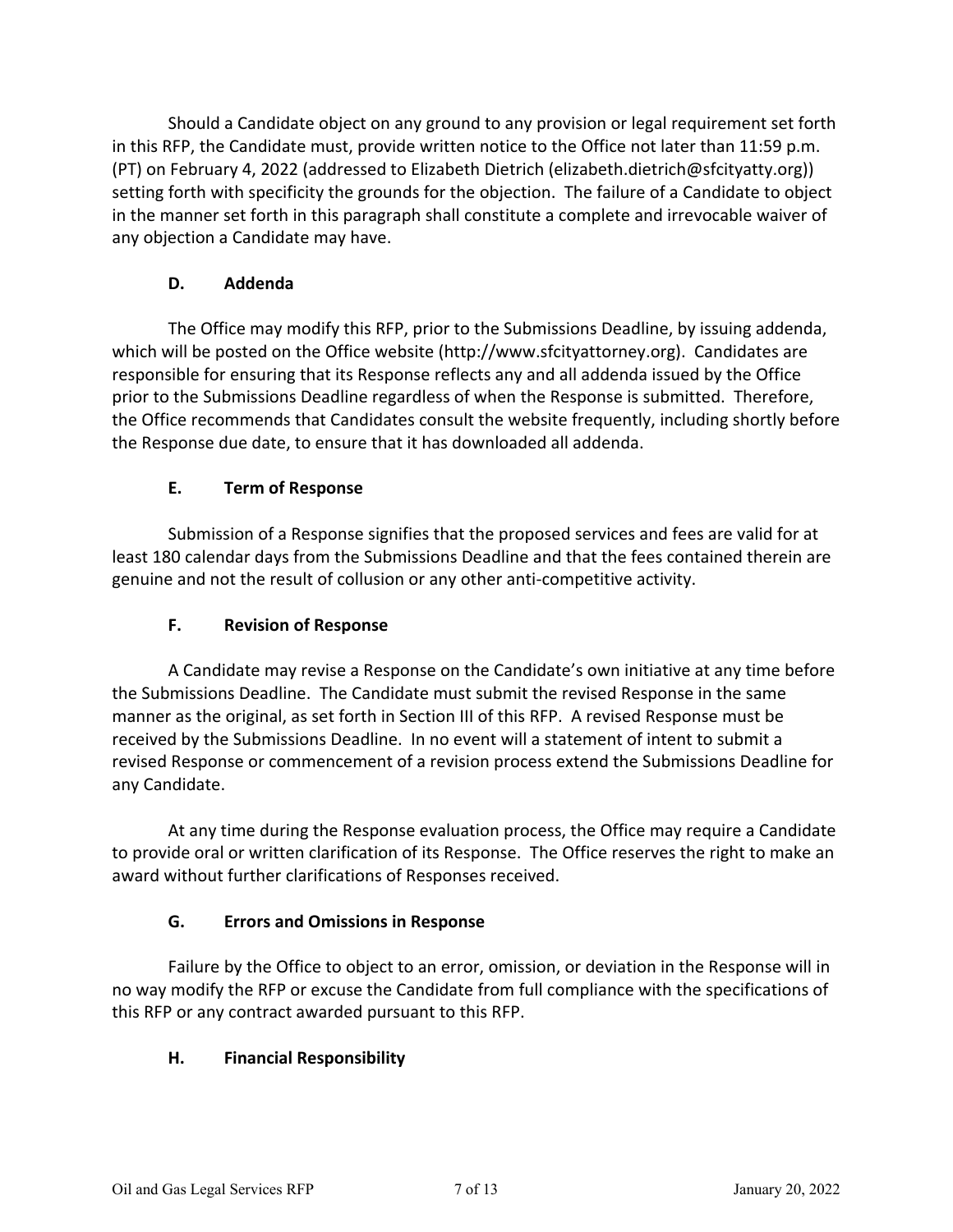Should a Candidate object on any ground to any provision or legal requirement set forth in this RFP, the Candidate must, provide written notice to the Office not later than 11:59 p.m. (PT) on February 4, 2022 (addressed to Elizabeth Dietrich (elizabeth.dietrich@sfcityatty.org)) setting forth with specificity the grounds for the objection. The failure of a Candidate to object in the manner set forth in this paragraph shall constitute a complete and irrevocable waiver of any objection a Candidate may have.

### D. Addenda

The Office may modify this RFP, prior to the Submissions Deadline, by issuing addenda, which will be posted on the Office website (http://www.sfcityattorney.org). Candidates are responsible for ensuring that its Response reflects any and all addenda issued by the Office prior to the Submissions Deadline regardless of when the Response is submitted. Therefore, the Office recommends that Candidates consult the website frequently, including shortly before the Response due date, to ensure that it has downloaded all addenda.

### E. Term of Response

Submission of a Response signifies that the proposed services and fees are valid for at least 180 calendar days from the Submissions Deadline and that the fees contained therein are genuine and not the result of collusion or any other anti-competitive activity.

### F. Revision of Response

A Candidate may revise a Response on the Candidate's own initiative at any time before the Submissions Deadline. The Candidate must submit the revised Response in the same manner as the original, as set forth in Section III of this RFP. A revised Response must be received by the Submissions Deadline. In no event will a statement of intent to submit a revised Response or commencement of a revision process extend the Submissions Deadline for any Candidate.

At any time during the Response evaluation process, the Office may require a Candidate to provide oral or written clarification of its Response. The Office reserves the right to make an award without further clarifications of Responses received.

### G. Errors and Omissions in Response

Failure by the Office to object to an error, omission, or deviation in the Response will in no way modify the RFP or excuse the Candidate from full compliance with the specifications of this RFP or any contract awarded pursuant to this RFP.

### H. Financial Responsibility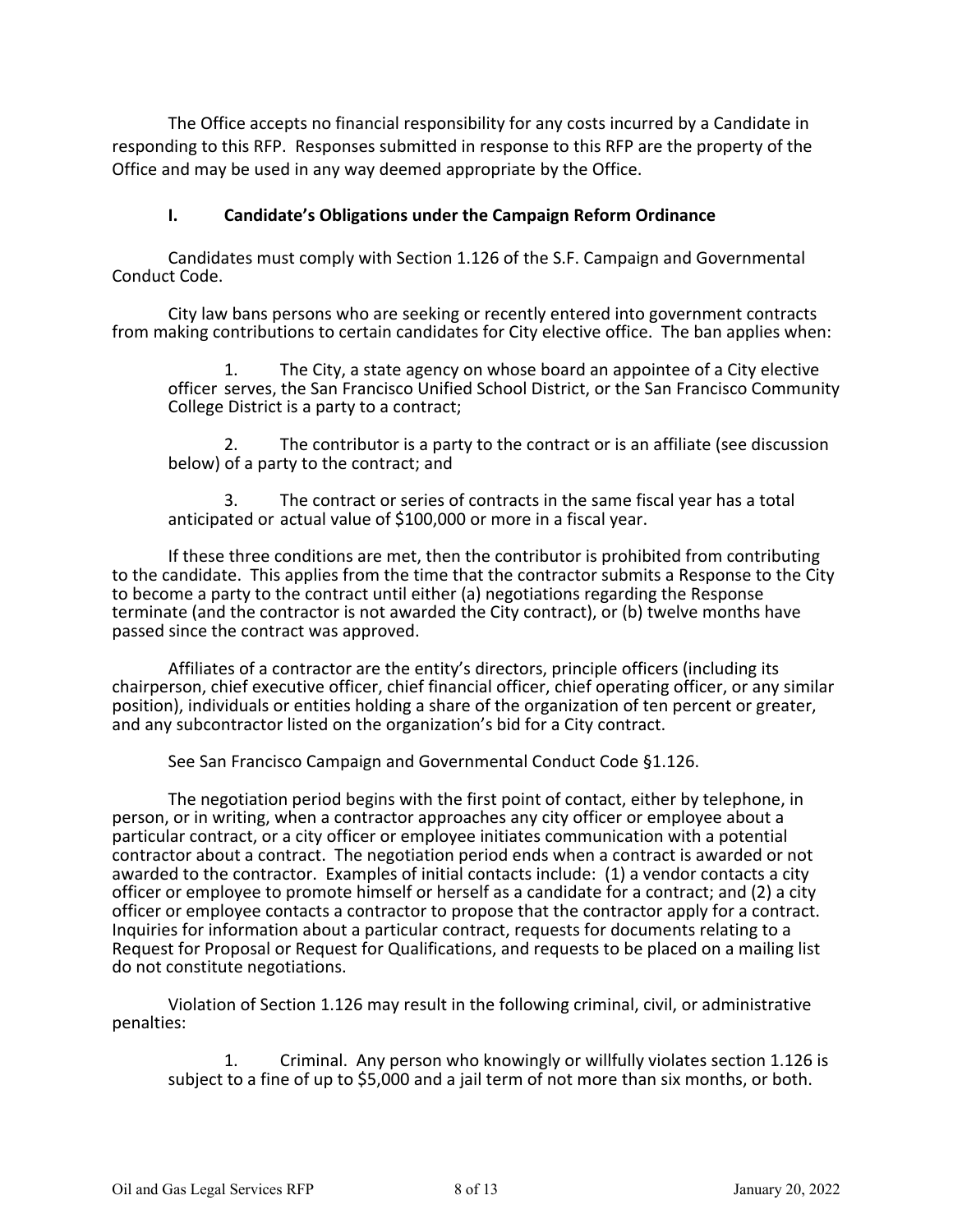The Office accepts no financial responsibility for any costs incurred by a Candidate in responding to this RFP. Responses submitted in response to this RFP are the property of the Office and may be used in any way deemed appropriate by the Office.

## I. Candidate's Obligations under the Campaign Reform Ordinance

Candidates must comply with Section 1.126 of the S.F. Campaign and Governmental Conduct Code.

City law bans persons who are seeking or recently entered into government contracts from making contributions to certain candidates for City elective office. The ban applies when:

1. The City, a state agency on whose board an appointee of a City elective officer serves, the San Francisco Unified School District, or the San Francisco Community College District is a party to a contract;

2. The contributor is a party to the contract or is an affiliate (see discussion below) of a party to the contract; and

3. The contract or series of contracts in the same fiscal year has a total anticipated or actual value of $100,000 or more in a fiscal year.

If these three conditions are met, then the contributor is prohibited from contributing to the candidate. This applies from the time that the contractor submits a Response to the City to become a party to the contract until either (a) negotiations regarding the Response terminate (and the contractor is not awarded the City contract), or (b) twelve months have passed since the contract was approved.

Affiliates of a contractor are the entity's directors, principle officers (including its chairperson, chief executive officer, chief financial officer, chief operating officer, or any similar position), individuals or entities holding a share of the organization of ten percent or greater, and any subcontractor listed on the organization's bid for a City contract.

See San Francisco Campaign and Governmental Conduct Code §1.126.

The negotiation period begins with the first point of contact, either by telephone, in person, or in writing, when a contractor approaches any city officer or employee about a particular contract, or a city officer or employee initiates communication with a potential contractor about a contract. The negotiation period ends when a contract is awarded or not awarded to the contractor. Examples of initial contacts include: (1) a vendor contacts a city officer or employee to promote himself or herself as a candidate for a contract; and (2) a city officer or employee contacts a contractor to propose that the contractor apply for a contract. Inquiries for information about a particular contract, requests for documents relating to a Request for Proposal or Request for Qualifications, and requests to be placed on a mailing list do not constitute negotiations.

Violation of Section 1.126 may result in the following criminal, civil, or administrative penalties:

1. Criminal. Any person who knowingly or willfully violates section 1.126 is subject to a fine of up to $5,000 and a jail term of not more than six months, or both.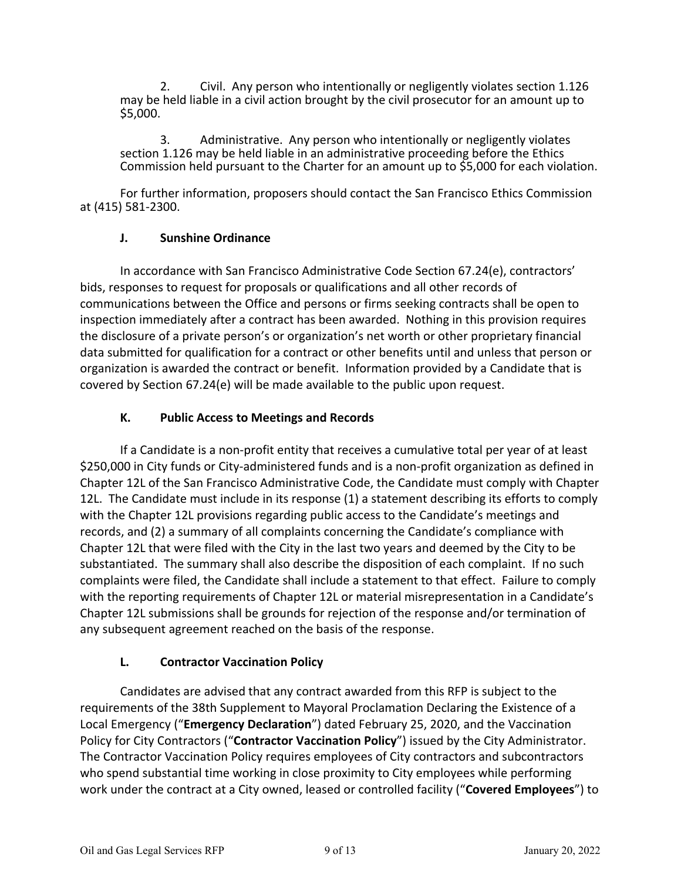2. Civil. Any person who intentionally or negligently violates section 1.126 may be held liable in a civil action brought by the civil prosecutor for an amount up to $5,000.

3. Administrative. Any person who intentionally or negligently violates section 1.126 may be held liable in an administrative proceeding before the Ethics Commission held pursuant to the Charter for an amount up to $5,000 for each violation.

For further information, proposers should contact the San Francisco Ethics Commission at (415) 581-2300.

### J. Sunshine Ordinance

In accordance with San Francisco Administrative Code Section 67.24(e), contractors' bids, responses to request for proposals or qualifications and all other records of communications between the Office and persons or firms seeking contracts shall be open to inspection immediately after a contract has been awarded. Nothing in this provision requires the disclosure of a private person's or organization's net worth or other proprietary financial data submitted for qualification for a contract or other benefits until and unless that person or organization is awarded the contract or benefit. Information provided by a Candidate that is covered by Section 67.24(e) will be made available to the public upon request.

### K. Public Access to Meetings and Records

If a Candidate is a non-profit entity that receives a cumulative total per year of at least $250,000 in City funds or City-administered funds and is a non-profit organization as defined in Chapter 12L of the San Francisco Administrative Code, the Candidate must comply with Chapter 12L. The Candidate must include in its response (1) a statement describing its efforts to comply with the Chapter 12L provisions regarding public access to the Candidate's meetings and records, and (2) a summary of all complaints concerning the Candidate's compliance with Chapter 12L that were filed with the City in the last two years and deemed by the City to be substantiated. The summary shall also describe the disposition of each complaint. If no such complaints were filed, the Candidate shall include a statement to that effect. Failure to comply with the reporting requirements of Chapter 12L or material misrepresentation in a Candidate's Chapter 12L submissions shall be grounds for rejection of the response and/or termination of any subsequent agreement reached on the basis of the response.

### L. Contractor Vaccination Policy

Candidates are advised that any contract awarded from this RFP is subject to the requirements of the 38th Supplement to Mayoral Proclamation Declaring the Existence of a Local Emergency ("**Emergency Declaration**") dated February 25, 2020, and the Vaccination Policy for City Contractors ("**Contractor Vaccination Policy**") issued by the City Administrator. The Contractor Vaccination Policy requires employees of City contractors and subcontractors who spend substantial time working in close proximity to City employees while performing work under the contract at a City owned, leased or controlled facility ("**Covered Employees**") to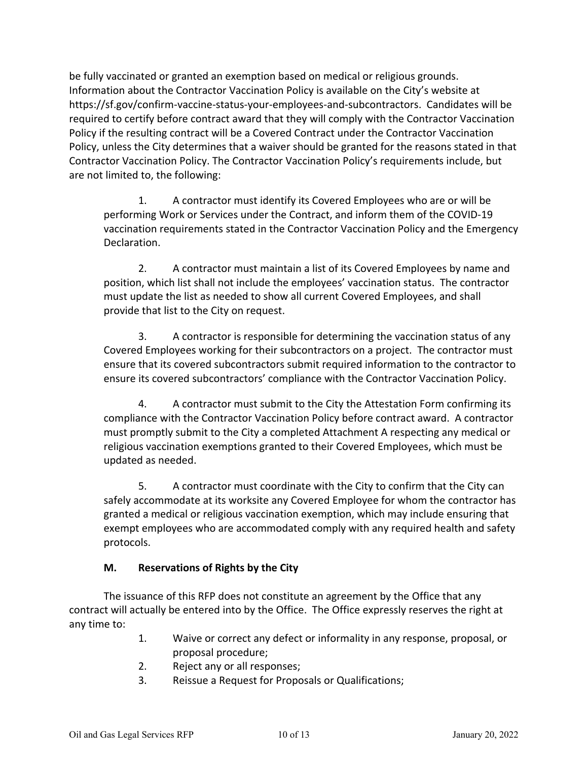be fully vaccinated or granted an exemption based on medical or religious grounds. Information about the Contractor Vaccination Policy is available on the City's website at https://sf.gov/confirm-vaccine-status-your-employees-and-subcontractors. Candidates will be required to certify before contract award that they will comply with the Contractor Vaccination Policy if the resulting contract will be a Covered Contract under the Contractor Vaccination Policy, unless the City determines that a waiver should be granted for the reasons stated in that Contractor Vaccination Policy. The Contractor Vaccination Policy's requirements include, but are not limited to, the following:

1. A contractor must identify its Covered Employees who are or will be performing Work or Services under the Contract, and inform them of the COVID-19 vaccination requirements stated in the Contractor Vaccination Policy and the Emergency Declaration.

2. A contractor must maintain a list of its Covered Employees by name and position, which list shall not include the employees' vaccination status. The contractor must update the list as needed to show all current Covered Employees, and shall provide that list to the City on request.

3. A contractor is responsible for determining the vaccination status of any Covered Employees working for their subcontractors on a project. The contractor must ensure that its covered subcontractors submit required information to the contractor to ensure its covered subcontractors' compliance with the Contractor Vaccination Policy.

4. A contractor must submit to the City the Attestation Form confirming its compliance with the Contractor Vaccination Policy before contract award. A contractor must promptly submit to the City a completed Attachment A respecting any medical or religious vaccination exemptions granted to their Covered Employees, which must be updated as needed.

5. A contractor must coordinate with the City to confirm that the City can safely accommodate at its worksite any Covered Employee for whom the contractor has granted a medical or religious vaccination exemption, which may include ensuring that exempt employees who are accommodated comply with any required health and safety protocols.

### M. Reservations of Rights by the City

The issuance of this RFP does not constitute an agreement by the Office that any contract will actually be entered into by the Office. The Office expressly reserves the right at any time to:

1. Waive or correct any defect or informality in any response, proposal, or proposal procedure;
2. Reject any or all responses;
3. Reissue a Request for Proposals or Qualifications;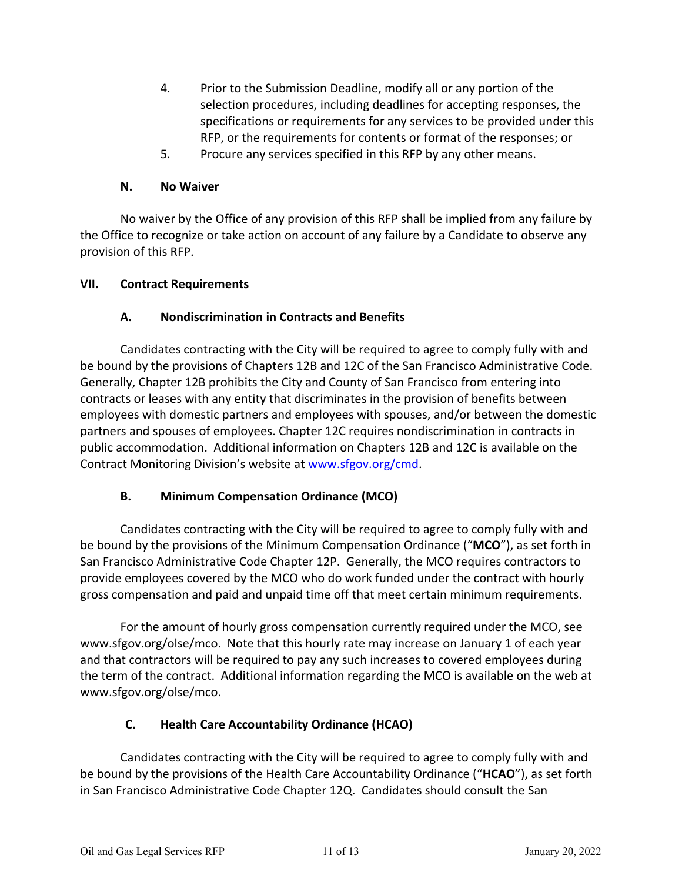4. Prior to the Submission Deadline, modify all or any portion of the selection procedures, including deadlines for accepting responses, the specifications or requirements for any services to be provided under this RFP, or the requirements for contents or format of the responses; or
5. Procure any services specified in this RFP by any other means.

### N. No Waiver

No waiver by the Office of any provision of this RFP shall be implied from any failure by the Office to recognize or take action on account of any failure by a Candidate to observe any provision of this RFP.

## VII. Contract Requirements

### A. Nondiscrimination in Contracts and Benefits

Candidates contracting with the City will be required to agree to comply fully with and be bound by the provisions of Chapters 12B and 12C of the San Francisco Administrative Code. Generally, Chapter 12B prohibits the City and County of San Francisco from entering into contracts or leases with any entity that discriminates in the provision of benefits between employees with domestic partners and employees with spouses, and/or between the domestic partners and spouses of employees. Chapter 12C requires nondiscrimination in contracts in public accommodation. Additional information on Chapters 12B and 12C is available on the Contract Monitoring Division's website at [www.sfgov.org/cmd](www.sfgov.org/cmd).

### B. Minimum Compensation Ordinance (MCO)

Candidates contracting with the City will be required to agree to comply fully with and be bound by the provisions of the Minimum Compensation Ordinance ("**MCO**"), as set forth in San Francisco Administrative Code Chapter 12P. Generally, the MCO requires contractors to provide employees covered by the MCO who do work funded under the contract with hourly gross compensation and paid and unpaid time off that meet certain minimum requirements.

For the amount of hourly gross compensation currently required under the MCO, see www.sfgov.org/olse/mco. Note that this hourly rate may increase on January 1 of each year and that contractors will be required to pay any such increases to covered employees during the term of the contract. Additional information regarding the MCO is available on the web at www.sfgov.org/olse/mco.

### C. Health Care Accountability Ordinance (HCAO)

Candidates contracting with the City will be required to agree to comply fully with and be bound by the provisions of the Health Care Accountability Ordinance ("**HCAO**"), as set forth in San Francisco Administrative Code Chapter 12Q. Candidates should consult the San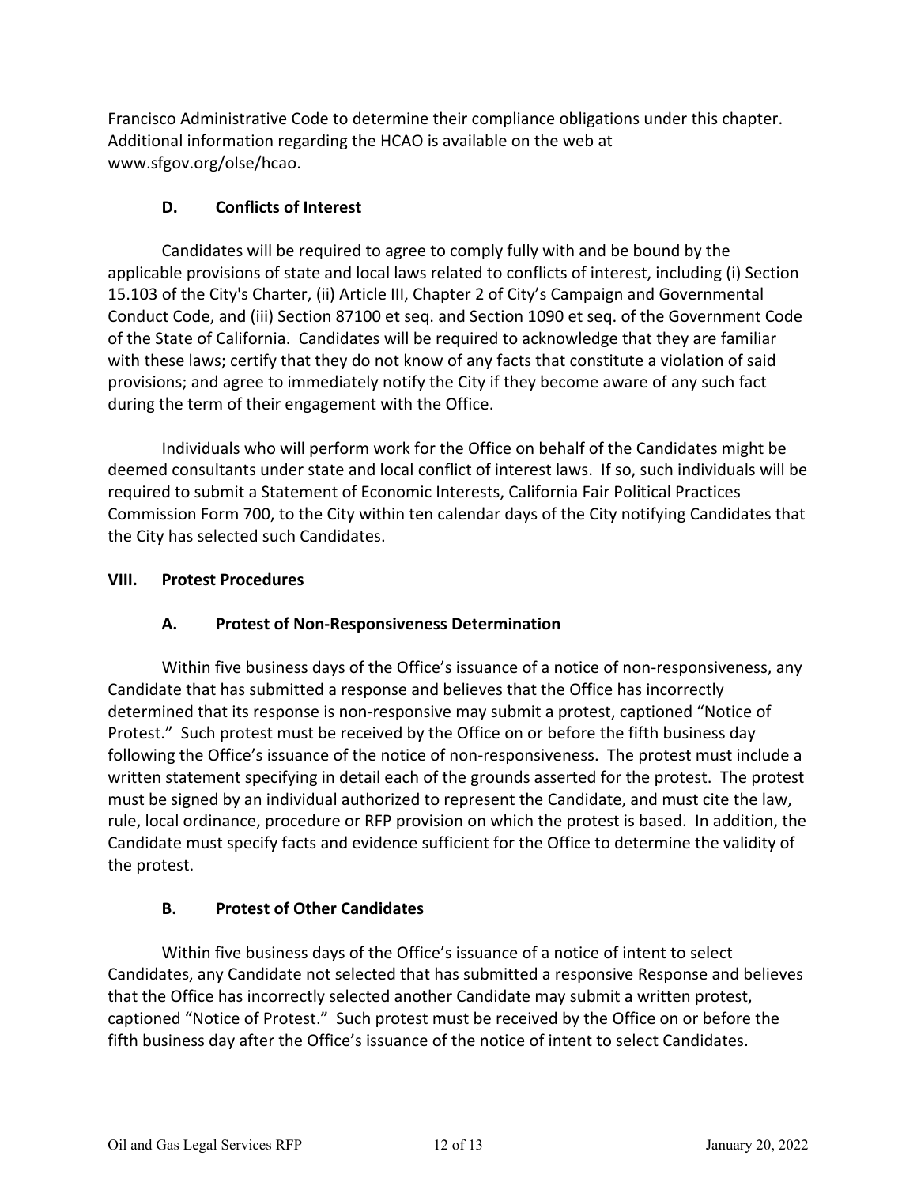Francisco Administrative Code to determine their compliance obligations under this chapter. Additional information regarding the HCAO is available on the web at www.sfgov.org/olse/hcao.

### D. Conflicts of Interest

Candidates will be required to agree to comply fully with and be bound by the applicable provisions of state and local laws related to conflicts of interest, including (i) Section 15.103 of the City's Charter, (ii) Article III, Chapter 2 of City's Campaign and Governmental Conduct Code, and (iii) Section 87100 et seq. and Section 1090 et seq. of the Government Code of the State of California. Candidates will be required to acknowledge that they are familiar with these laws; certify that they do not know of any facts that constitute a violation of said provisions; and agree to immediately notify the City if they become aware of any such fact during the term of their engagement with the Office.

Individuals who will perform work for the Office on behalf of the Candidates might be deemed consultants under state and local conflict of interest laws. If so, such individuals will be required to submit a Statement of Economic Interests, California Fair Political Practices Commission Form 700, to the City within ten calendar days of the City notifying Candidates that the City has selected such Candidates.

## VIII. Protest Procedures

### A. Protest of Non-Responsiveness Determination

Within five business days of the Office's issuance of a notice of non-responsiveness, any Candidate that has submitted a response and believes that the Office has incorrectly determined that its response is non-responsive may submit a protest, captioned "Notice of Protest." Such protest must be received by the Office on or before the fifth business day following the Office's issuance of the notice of non-responsiveness. The protest must include a written statement specifying in detail each of the grounds asserted for the protest. The protest must be signed by an individual authorized to represent the Candidate, and must cite the law, rule, local ordinance, procedure or RFP provision on which the protest is based. In addition, the Candidate must specify facts and evidence sufficient for the Office to determine the validity of the protest.

### B. Protest of Other Candidates

Within five business days of the Office's issuance of a notice of intent to select Candidates, any Candidate not selected that has submitted a responsive Response and believes that the Office has incorrectly selected another Candidate may submit a written protest, captioned "Notice of Protest." Such protest must be received by the Office on or before the fifth business day after the Office's issuance of the notice of intent to select Candidates.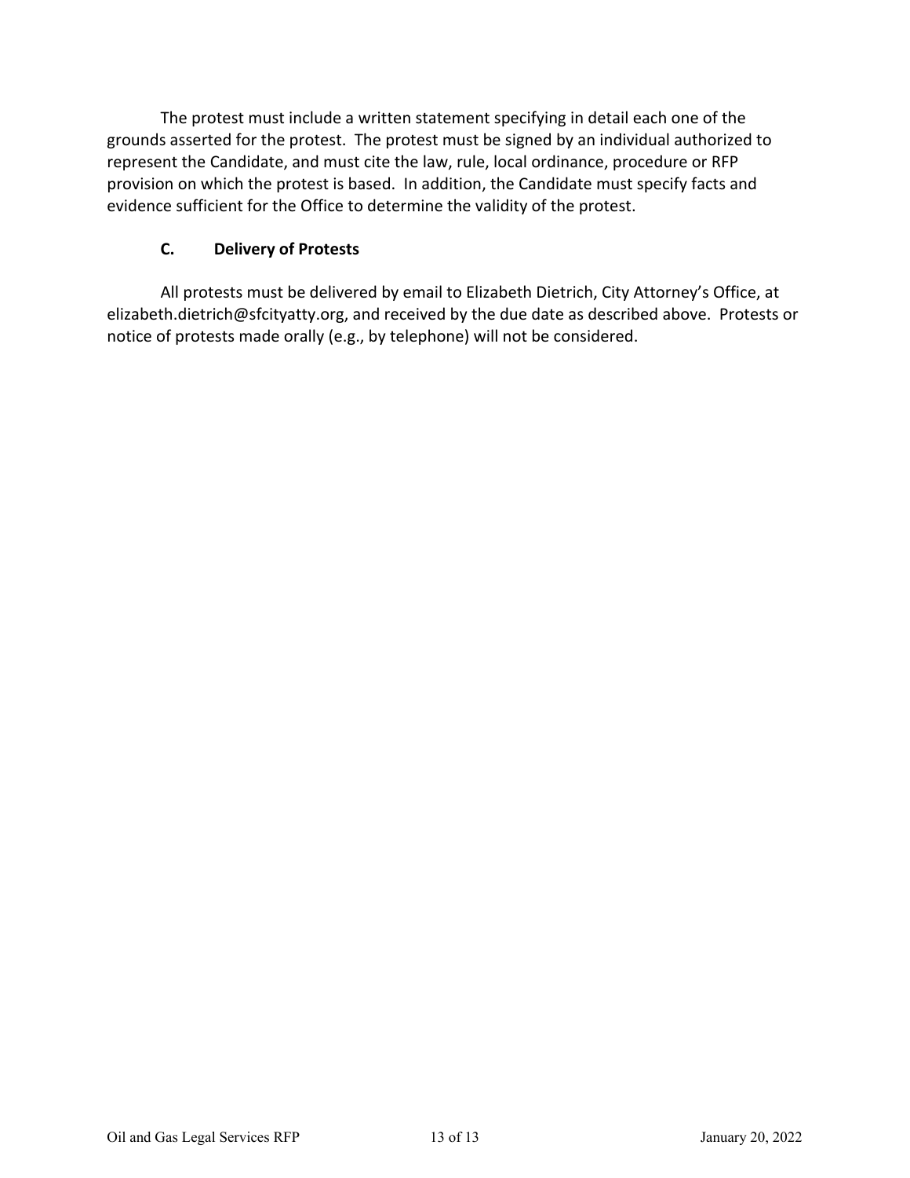The protest must include a written statement specifying in detail each one of the grounds asserted for the protest. The protest must be signed by an individual authorized to represent the Candidate, and must cite the law, rule, local ordinance, procedure or RFP provision on which the protest is based. In addition, the Candidate must specify facts and evidence sufficient for the Office to determine the validity of the protest.

### C. Delivery of Protests

All protests must be delivered by email to Elizabeth Dietrich, City Attorney's Office, at elizabeth.dietrich@sfcityatty.org, and received by the due date as described above. Protests or notice of protests made orally (e.g., by telephone) will not be considered.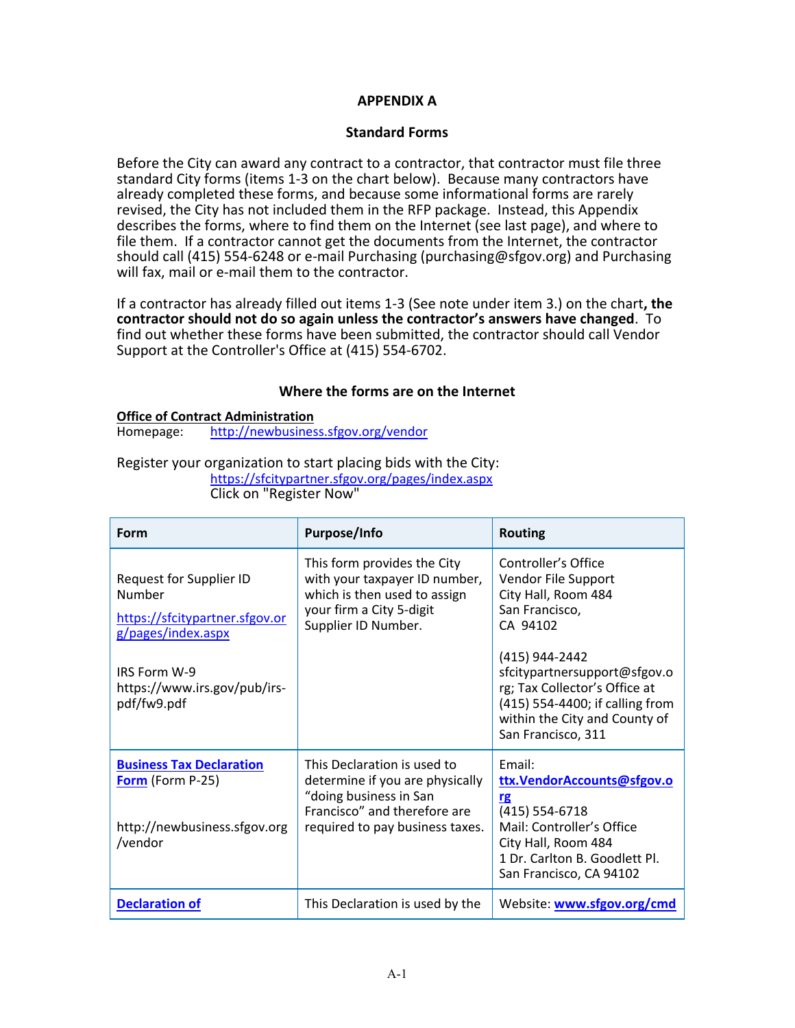## APPENDIX A

### Standard Forms

Before the City can award any contract to a contractor, that contractor must file three standard City forms (items 1-3 on the chart below). Because many contractors have already completed these forms, and because some informational forms are rarely revised, the City has not included them in the RFP package. Instead, this Appendix describes the forms, where to find them on the Internet (see last page), and where to file them. If a contractor cannot get the documents from the Internet, the contractor should call (415) 554-6248 or e-mail Purchasing (purchasing@sfgov.org) and Purchasing will fax, mail or e-mail them to the contractor.

If a contractor has already filled out items 1-3 (See note under item 3.) on the chart**, the contractor should not do so again unless the contractor's answers have changed**. To find out whether these forms have been submitted, the contractor should call Vendor Support at the Controller's Office at (415) 554-6702.

### Where the forms are on the Internet

**Office of Contract Administration**
Homepage: http://newbusiness.sfgov.org/vendor

Register your organization to start placing bids with the City:
https://sfcitypartner.sfgov.org/pages/index.aspx
Click on "Register Now"

| Form | Purpose/Info | Routing |
|---|---|---|
| Request for Supplier ID Number<br>https://sfcitypartner.sfgov.org/pages/index.aspx<br><br>IRS Form W-9<br>https://www.irs.gov/pub/irs-pdf/fw9.pdf | This form provides the City with your taxpayer ID number, which is then used to assign your firm a City 5-digit Supplier ID Number. | Controller's Office<br>Vendor File Support<br>City Hall, Room 484<br>San Francisco,<br>CA 94102<br><br>(415) 944-2442<br>sfcitypartnersupport@sfgov.org; Tax Collector's Office at (415) 554-4400; if calling from within the City and County of San Francisco, 311 |
| **Business Tax Declaration Form** (Form P-25)<br><br>http://newbusiness.sfgov.org/vendor | This Declaration is used to determine if you are physically "doing business in San Francisco" and therefore are required to pay business taxes. | Email:<br>**ttx.VendorAccounts@sfgov.org**<br>(415) 554-6718<br>Mail: Controller's Office<br>City Hall, Room 484<br>1 Dr. Carlton B. Goodlett Pl.<br>San Francisco, CA 94102 |
| **Declaration of** | This Declaration is used by the | Website: **www.sfgov.org/cmd** |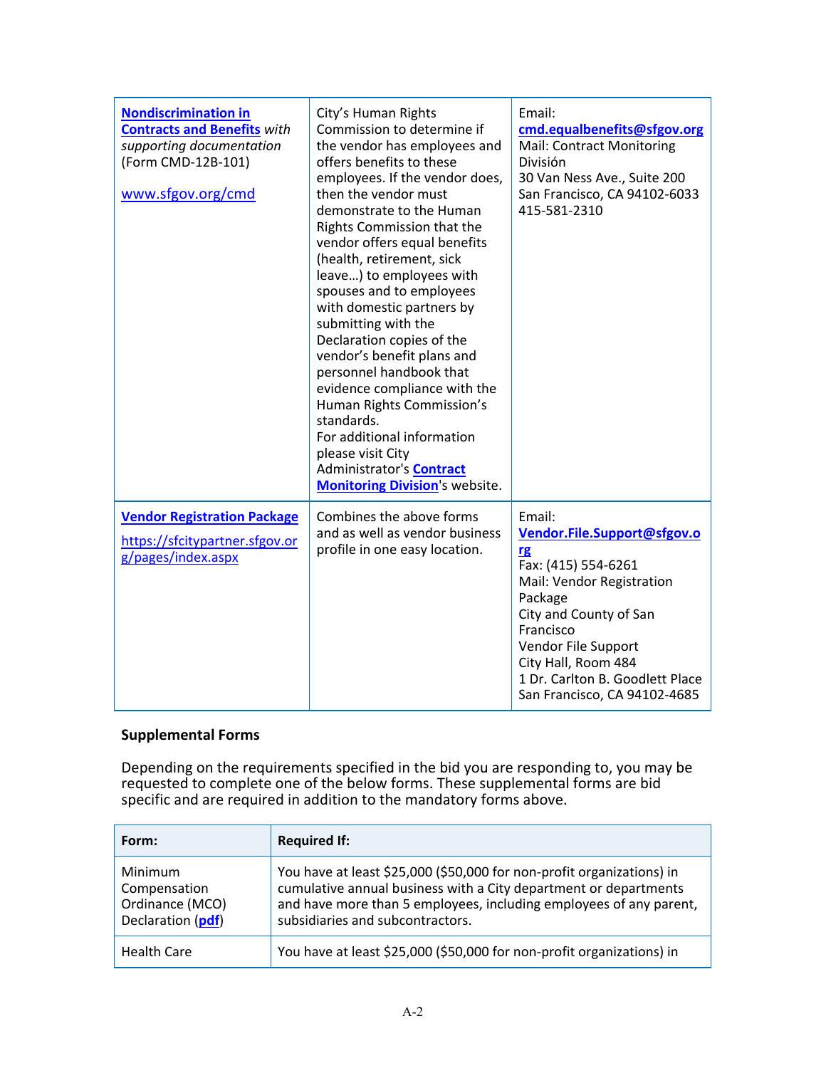| | | |
|---|---|---|
| **Nondiscrimination in Contracts and Benefits** *with supporting documentation* (Form CMD-12B-101)<br><br>www.sfgov.org/cmd | City's Human Rights Commission to determine if the vendor has employees and offers benefits to these employees. If the vendor does, then the vendor must demonstrate to the Human Rights Commission that the vendor offers equal benefits (health, retirement, sick leave…) to employees with spouses and to employees with domestic partners by submitting with the Declaration copies of the vendor's benefit plans and personnel handbook that evidence compliance with the Human Rights Commission's standards.<br>For additional information please visit City Administrator's **Contract Monitoring Division**'s website. | Email: **cmd.equalbenefits@sfgov.org**<br>Mail: Contract Monitoring División<br>30 Van Ness Ave., Suite 200<br>San Francisco, CA 94102-6033<br>415-581-2310 |
| **Vendor Registration Package**<br>https://sfcitypartner.sfgov.org/pages/index.aspx | Combines the above forms and as well as vendor business profile in one easy location. | Email: **Vendor.File.Support@sfgov.org**<br>Fax: (415) 554-6261<br>Mail: Vendor Registration Package<br>City and County of San Francisco<br>Vendor File Support<br>City Hall, Room 484<br>1 Dr. Carlton B. Goodlett Place<br>San Francisco, CA 94102-4685 |

**Supplemental Forms**

Depending on the requirements specified in the bid you are responding to, you may be requested to complete one of the below forms. These supplemental forms are bid specific and are required in addition to the mandatory forms above.

| Form: | Required If: |
|---|---|
| Minimum Compensation Ordinance (MCO) Declaration (**pdf**) | You have at least $25,000 ($50,000 for non-profit organizations) in cumulative annual business with a City department or departments and have more than 5 employees, including employees of any parent, subsidiaries and subcontractors. |
| Health Care | You have at least $25,000 ($50,000 for non-profit organizations) in |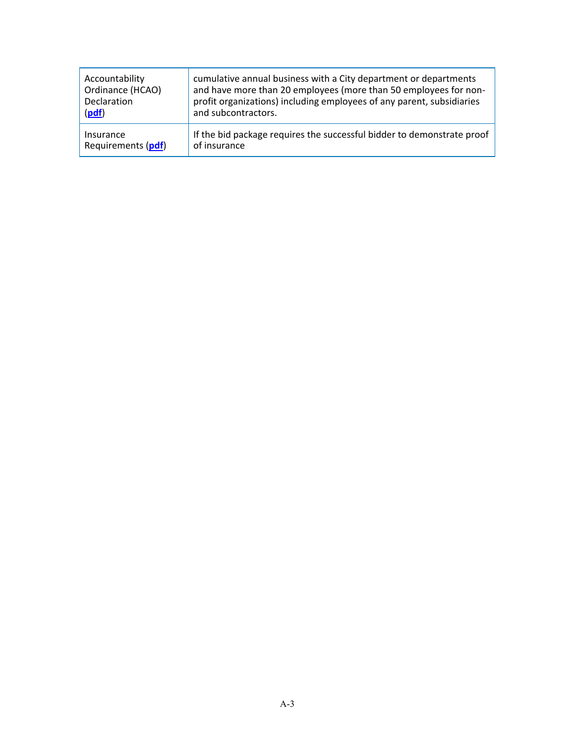| | |
|---|---|
| Accountability Ordinance (HCAO) Declaration (**pdf**) | cumulative annual business with a City department or departments and have more than 20 employees (more than 50 employees for non-profit organizations) including employees of any parent, subsidiaries and subcontractors. |
| Insurance Requirements (**pdf**) | If the bid package requires the successful bidder to demonstrate proof of insurance |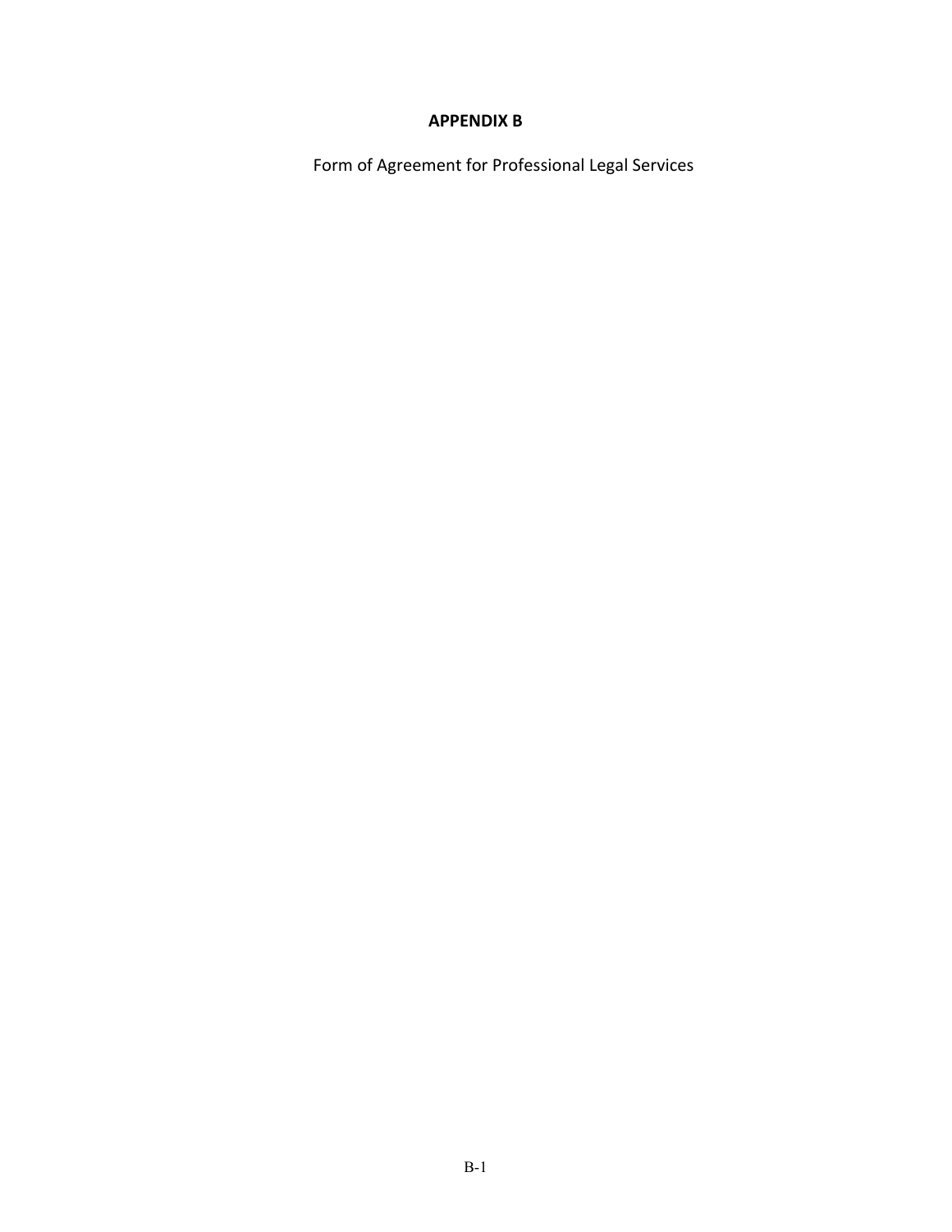## APPENDIX B

Form of Agreement for Professional Legal Services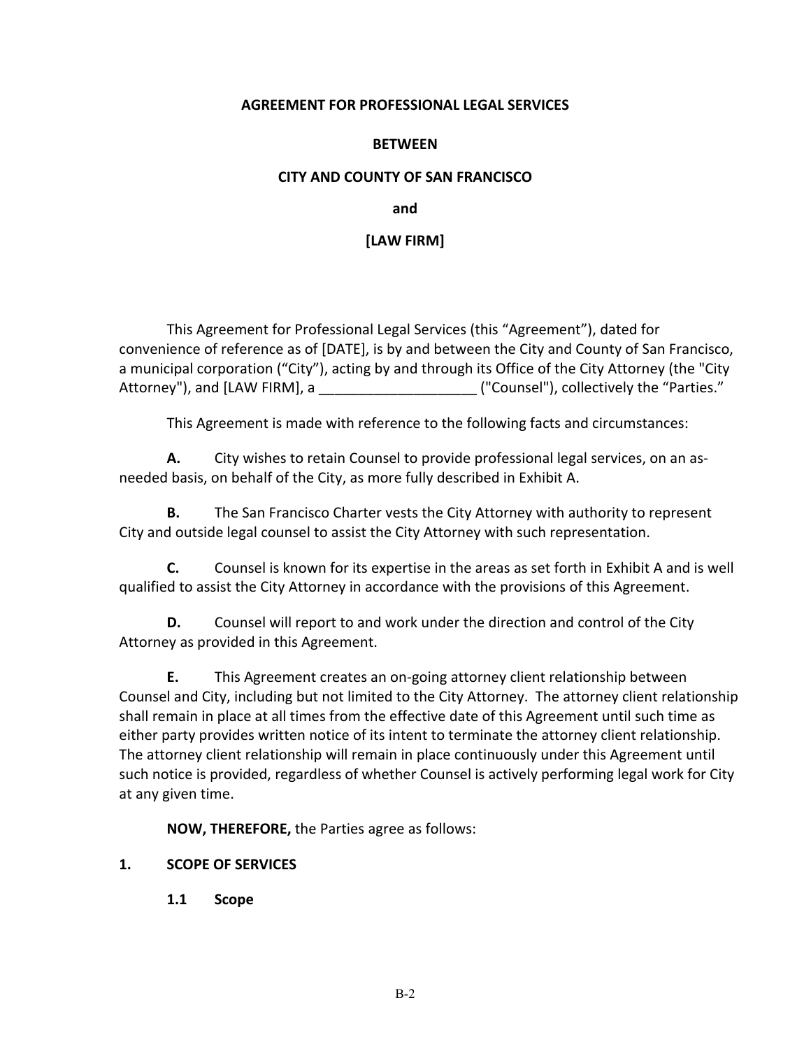**AGREEMENT FOR PROFESSIONAL LEGAL SERVICES**

**BETWEEN**

**CITY AND COUNTY OF SAN FRANCISCO**

**and**

**[LAW FIRM]**

This Agreement for Professional Legal Services (this "Agreement"), dated for convenience of reference as of [DATE], is by and between the City and County of San Francisco, a municipal corporation ("City"), acting by and through its Office of the City Attorney (the "City Attorney"), and [LAW FIRM], a ____________________ ("Counsel"), collectively the "Parties."

This Agreement is made with reference to the following facts and circumstances:

**A.** City wishes to retain Counsel to provide professional legal services, on an as-needed basis, on behalf of the City, as more fully described in Exhibit A.

**B.** The San Francisco Charter vests the City Attorney with authority to represent City and outside legal counsel to assist the City Attorney with such representation.

**C.** Counsel is known for its expertise in the areas as set forth in Exhibit A and is well qualified to assist the City Attorney in accordance with the provisions of this Agreement.

**D.** Counsel will report to and work under the direction and control of the City Attorney as provided in this Agreement.

**E.** This Agreement creates an on-going attorney client relationship between Counsel and City, including but not limited to the City Attorney. The attorney client relationship shall remain in place at all times from the effective date of this Agreement until such time as either party provides written notice of its intent to terminate the attorney client relationship. The attorney client relationship will remain in place continuously under this Agreement until such notice is provided, regardless of whether Counsel is actively performing legal work for City at any given time.

**NOW, THEREFORE,** the Parties agree as follows:

## 1. SCOPE OF SERVICES

### 1.1 Scope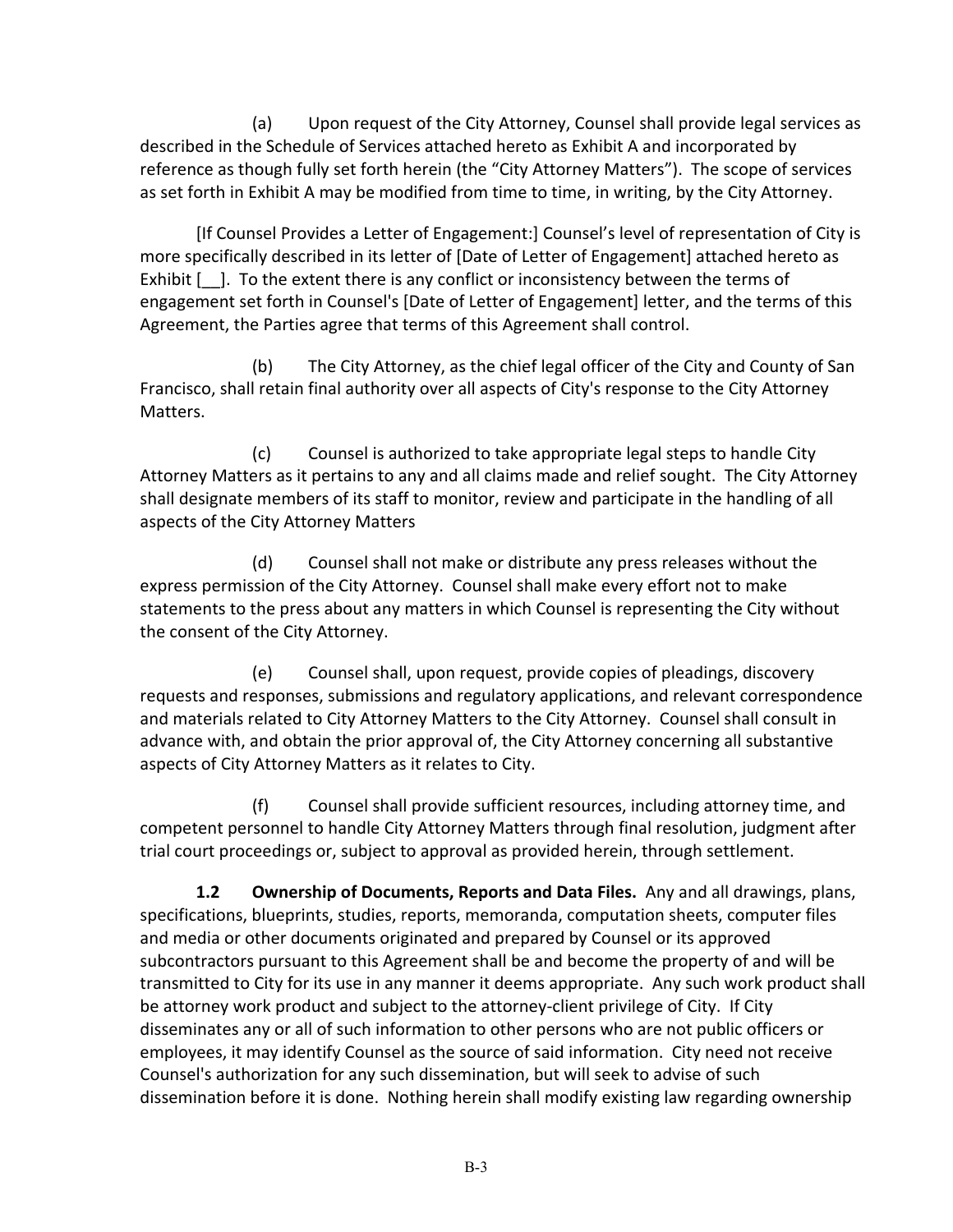(a) Upon request of the City Attorney, Counsel shall provide legal services as described in the Schedule of Services attached hereto as Exhibit A and incorporated by reference as though fully set forth herein (the "City Attorney Matters"). The scope of services as set forth in Exhibit A may be modified from time to time, in writing, by the City Attorney.

[If Counsel Provides a Letter of Engagement:] Counsel's level of representation of City is more specifically described in its letter of [Date of Letter of Engagement] attached hereto as Exhibit [__]. To the extent there is any conflict or inconsistency between the terms of engagement set forth in Counsel's [Date of Letter of Engagement] letter, and the terms of this Agreement, the Parties agree that terms of this Agreement shall control.

(b) The City Attorney, as the chief legal officer of the City and County of San Francisco, shall retain final authority over all aspects of City's response to the City Attorney Matters.

(c) Counsel is authorized to take appropriate legal steps to handle City Attorney Matters as it pertains to any and all claims made and relief sought. The City Attorney shall designate members of its staff to monitor, review and participate in the handling of all aspects of the City Attorney Matters

(d) Counsel shall not make or distribute any press releases without the express permission of the City Attorney. Counsel shall make every effort not to make statements to the press about any matters in which Counsel is representing the City without the consent of the City Attorney.

(e) Counsel shall, upon request, provide copies of pleadings, discovery requests and responses, submissions and regulatory applications, and relevant correspondence and materials related to City Attorney Matters to the City Attorney. Counsel shall consult in advance with, and obtain the prior approval of, the City Attorney concerning all substantive aspects of City Attorney Matters as it relates to City.

(f) Counsel shall provide sufficient resources, including attorney time, and competent personnel to handle City Attorney Matters through final resolution, judgment after trial court proceedings or, subject to approval as provided herein, through settlement.

**1.2 Ownership of Documents, Reports and Data Files.** Any and all drawings, plans, specifications, blueprints, studies, reports, memoranda, computation sheets, computer files and media or other documents originated and prepared by Counsel or its approved subcontractors pursuant to this Agreement shall be and become the property of and will be transmitted to City for its use in any manner it deems appropriate. Any such work product shall be attorney work product and subject to the attorney-client privilege of City. If City disseminates any or all of such information to other persons who are not public officers or employees, it may identify Counsel as the source of said information. City need not receive Counsel's authorization for any such dissemination, but will seek to advise of such dissemination before it is done. Nothing herein shall modify existing law regarding ownership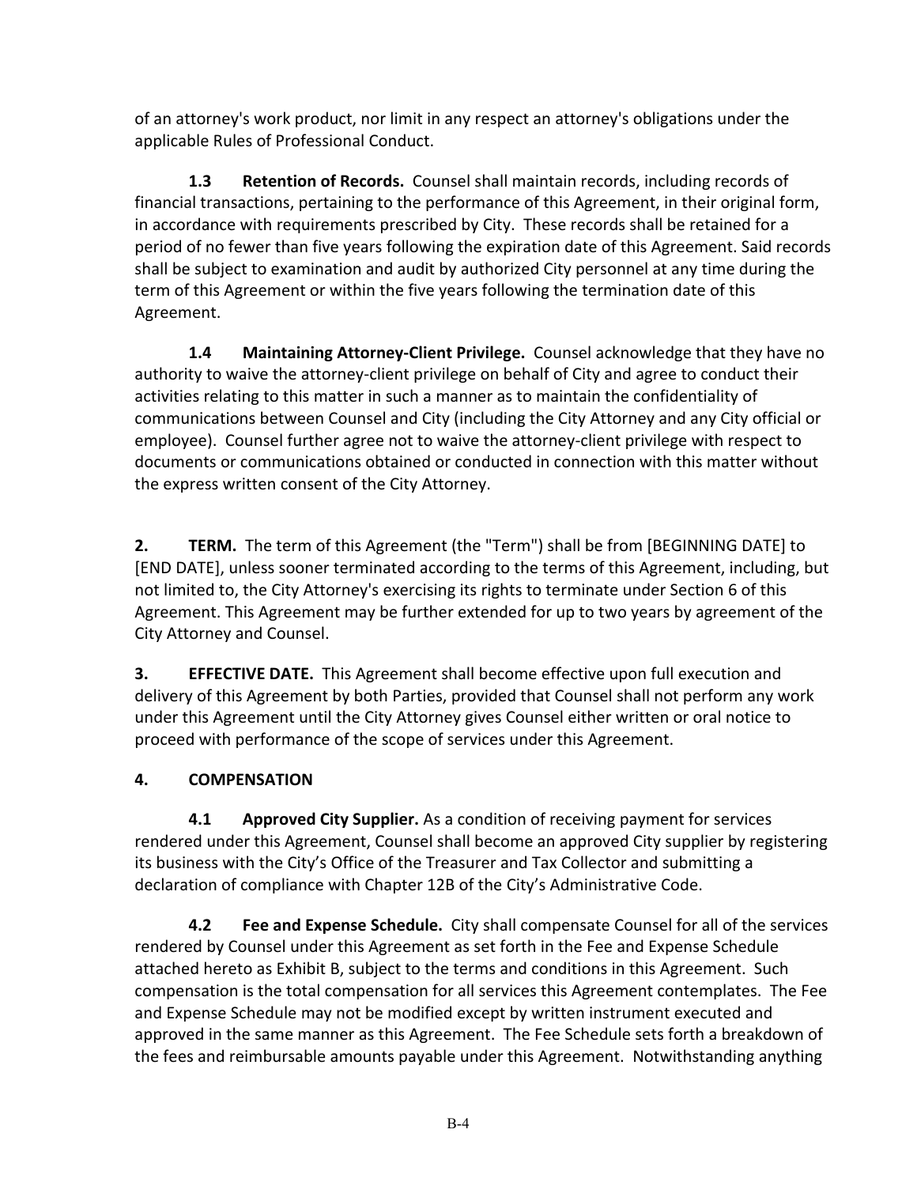of an attorney's work product, nor limit in any respect an attorney's obligations under the applicable Rules of Professional Conduct.

**1.3 Retention of Records.** Counsel shall maintain records, including records of financial transactions, pertaining to the performance of this Agreement, in their original form, in accordance with requirements prescribed by City. These records shall be retained for a period of no fewer than five years following the expiration date of this Agreement. Said records shall be subject to examination and audit by authorized City personnel at any time during the term of this Agreement or within the five years following the termination date of this Agreement.

**1.4 Maintaining Attorney-Client Privilege.** Counsel acknowledge that they have no authority to waive the attorney-client privilege on behalf of City and agree to conduct their activities relating to this matter in such a manner as to maintain the confidentiality of communications between Counsel and City (including the City Attorney and any City official or employee). Counsel further agree not to waive the attorney-client privilege with respect to documents or communications obtained or conducted in connection with this matter without the express written consent of the City Attorney.

**2. TERM.** The term of this Agreement (the "Term") shall be from [BEGINNING DATE] to [END DATE], unless sooner terminated according to the terms of this Agreement, including, but not limited to, the City Attorney's exercising its rights to terminate under Section 6 of this Agreement. This Agreement may be further extended for up to two years by agreement of the City Attorney and Counsel.

**3. EFFECTIVE DATE.** This Agreement shall become effective upon full execution and delivery of this Agreement by both Parties, provided that Counsel shall not perform any work under this Agreement until the City Attorney gives Counsel either written or oral notice to proceed with performance of the scope of services under this Agreement.

**4. COMPENSATION**

**4.1 Approved City Supplier.** As a condition of receiving payment for services rendered under this Agreement, Counsel shall become an approved City supplier by registering its business with the City's Office of the Treasurer and Tax Collector and submitting a declaration of compliance with Chapter 12B of the City's Administrative Code.

**4.2 Fee and Expense Schedule.** City shall compensate Counsel for all of the services rendered by Counsel under this Agreement as set forth in the Fee and Expense Schedule attached hereto as Exhibit B, subject to the terms and conditions in this Agreement. Such compensation is the total compensation for all services this Agreement contemplates. The Fee and Expense Schedule may not be modified except by written instrument executed and approved in the same manner as this Agreement. The Fee Schedule sets forth a breakdown of the fees and reimbursable amounts payable under this Agreement. Notwithstanding anything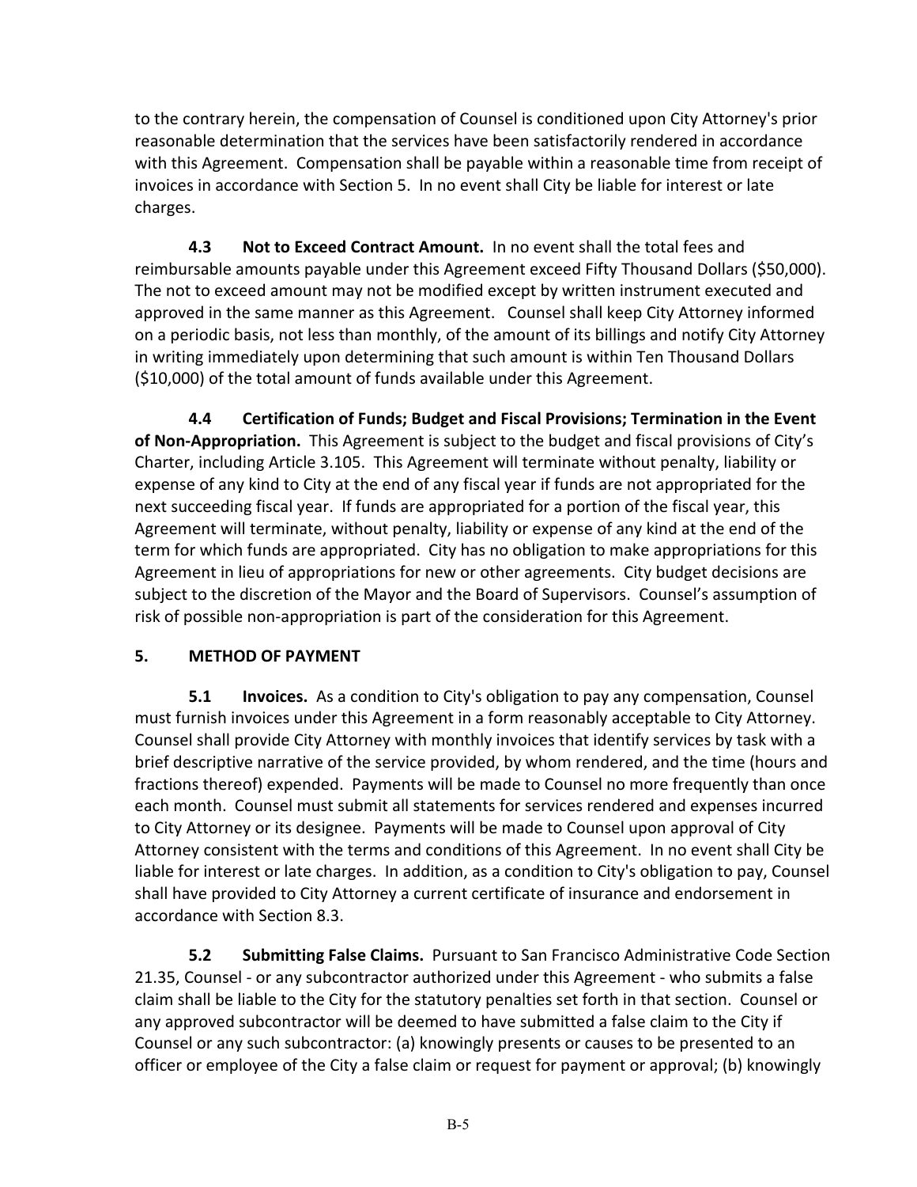to the contrary herein, the compensation of Counsel is conditioned upon City Attorney's prior reasonable determination that the services have been satisfactorily rendered in accordance with this Agreement. Compensation shall be payable within a reasonable time from receipt of invoices in accordance with Section 5. In no event shall City be liable for interest or late charges.

**4.3 Not to Exceed Contract Amount.** In no event shall the total fees and reimbursable amounts payable under this Agreement exceed Fifty Thousand Dollars ($50,000). The not to exceed amount may not be modified except by written instrument executed and approved in the same manner as this Agreement. Counsel shall keep City Attorney informed on a periodic basis, not less than monthly, of the amount of its billings and notify City Attorney in writing immediately upon determining that such amount is within Ten Thousand Dollars ($10,000) of the total amount of funds available under this Agreement.

**4.4 Certification of Funds; Budget and Fiscal Provisions; Termination in the Event of Non-Appropriation.** This Agreement is subject to the budget and fiscal provisions of City's Charter, including Article 3.105. This Agreement will terminate without penalty, liability or expense of any kind to City at the end of any fiscal year if funds are not appropriated for the next succeeding fiscal year. If funds are appropriated for a portion of the fiscal year, this Agreement will terminate, without penalty, liability or expense of any kind at the end of the term for which funds are appropriated. City has no obligation to make appropriations for this Agreement in lieu of appropriations for new or other agreements. City budget decisions are subject to the discretion of the Mayor and the Board of Supervisors. Counsel's assumption of risk of possible non-appropriation is part of the consideration for this Agreement.

## 5. METHOD OF PAYMENT

**5.1 Invoices.** As a condition to City's obligation to pay any compensation, Counsel must furnish invoices under this Agreement in a form reasonably acceptable to City Attorney. Counsel shall provide City Attorney with monthly invoices that identify services by task with a brief descriptive narrative of the service provided, by whom rendered, and the time (hours and fractions thereof) expended. Payments will be made to Counsel no more frequently than once each month. Counsel must submit all statements for services rendered and expenses incurred to City Attorney or its designee. Payments will be made to Counsel upon approval of City Attorney consistent with the terms and conditions of this Agreement. In no event shall City be liable for interest or late charges. In addition, as a condition to City's obligation to pay, Counsel shall have provided to City Attorney a current certificate of insurance and endorsement in accordance with Section 8.3.

**5.2 Submitting False Claims.** Pursuant to San Francisco Administrative Code Section 21.35, Counsel - or any subcontractor authorized under this Agreement - who submits a false claim shall be liable to the City for the statutory penalties set forth in that section. Counsel or any approved subcontractor will be deemed to have submitted a false claim to the City if Counsel or any such subcontractor: (a) knowingly presents or causes to be presented to an officer or employee of the City a false claim or request for payment or approval; (b) knowingly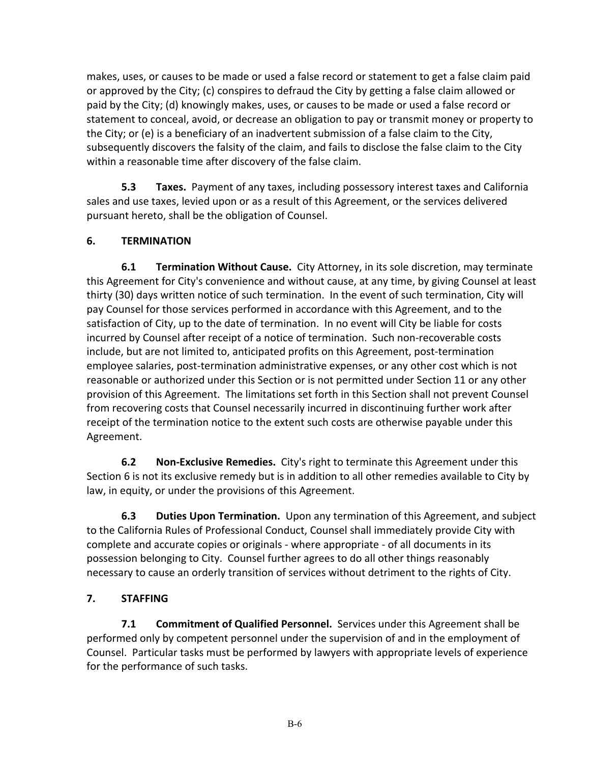makes, uses, or causes to be made or used a false record or statement to get a false claim paid or approved by the City; (c) conspires to defraud the City by getting a false claim allowed or paid by the City; (d) knowingly makes, uses, or causes to be made or used a false record or statement to conceal, avoid, or decrease an obligation to pay or transmit money or property to the City; or (e) is a beneficiary of an inadvertent submission of a false claim to the City, subsequently discovers the falsity of the claim, and fails to disclose the false claim to the City within a reasonable time after discovery of the false claim.

**5.3 Taxes.** Payment of any taxes, including possessory interest taxes and California sales and use taxes, levied upon or as a result of this Agreement, or the services delivered pursuant hereto, shall be the obligation of Counsel.

## 6. TERMINATION

**6.1 Termination Without Cause.** City Attorney, in its sole discretion, may terminate this Agreement for City's convenience and without cause, at any time, by giving Counsel at least thirty (30) days written notice of such termination. In the event of such termination, City will pay Counsel for those services performed in accordance with this Agreement, and to the satisfaction of City, up to the date of termination. In no event will City be liable for costs incurred by Counsel after receipt of a notice of termination. Such non-recoverable costs include, but are not limited to, anticipated profits on this Agreement, post-termination employee salaries, post-termination administrative expenses, or any other cost which is not reasonable or authorized under this Section or is not permitted under Section 11 or any other provision of this Agreement. The limitations set forth in this Section shall not prevent Counsel from recovering costs that Counsel necessarily incurred in discontinuing further work after receipt of the termination notice to the extent such costs are otherwise payable under this Agreement.

**6.2 Non-Exclusive Remedies.** City's right to terminate this Agreement under this Section 6 is not its exclusive remedy but is in addition to all other remedies available to City by law, in equity, or under the provisions of this Agreement.

**6.3 Duties Upon Termination.** Upon any termination of this Agreement, and subject to the California Rules of Professional Conduct, Counsel shall immediately provide City with complete and accurate copies or originals - where appropriate - of all documents in its possession belonging to City. Counsel further agrees to do all other things reasonably necessary to cause an orderly transition of services without detriment to the rights of City.

## 7. STAFFING

**7.1 Commitment of Qualified Personnel.** Services under this Agreement shall be performed only by competent personnel under the supervision of and in the employment of Counsel. Particular tasks must be performed by lawyers with appropriate levels of experience for the performance of such tasks.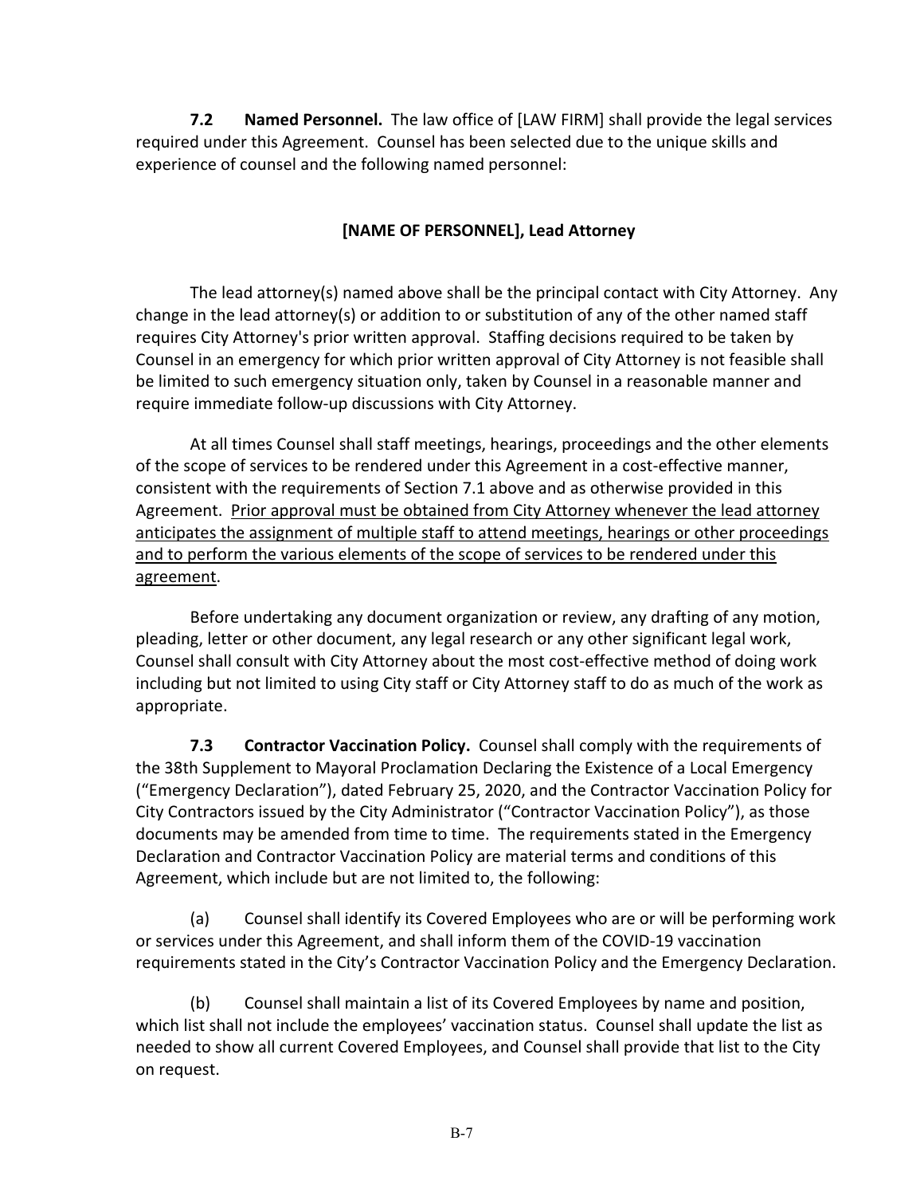**7.2 Named Personnel.** The law office of [LAW FIRM] shall provide the legal services required under this Agreement. Counsel has been selected due to the unique skills and experience of counsel and the following named personnel:

**[NAME OF PERSONNEL], Lead Attorney**

The lead attorney(s) named above shall be the principal contact with City Attorney. Any change in the lead attorney(s) or addition to or substitution of any of the other named staff requires City Attorney's prior written approval. Staffing decisions required to be taken by Counsel in an emergency for which prior written approval of City Attorney is not feasible shall be limited to such emergency situation only, taken by Counsel in a reasonable manner and require immediate follow-up discussions with City Attorney.

At all times Counsel shall staff meetings, hearings, proceedings and the other elements of the scope of services to be rendered under this Agreement in a cost-effective manner, consistent with the requirements of Section 7.1 above and as otherwise provided in this Agreement. <u>Prior approval must be obtained from City Attorney whenever the lead attorney anticipates the assignment of multiple staff to attend meetings, hearings or other proceedings and to perform the various elements of the scope of services to be rendered under this agreement</u>.

Before undertaking any document organization or review, any drafting of any motion, pleading, letter or other document, any legal research or any other significant legal work, Counsel shall consult with City Attorney about the most cost-effective method of doing work including but not limited to using City staff or City Attorney staff to do as much of the work as appropriate.

**7.3 Contractor Vaccination Policy.** Counsel shall comply with the requirements of the 38th Supplement to Mayoral Proclamation Declaring the Existence of a Local Emergency ("Emergency Declaration"), dated February 25, 2020, and the Contractor Vaccination Policy for City Contractors issued by the City Administrator ("Contractor Vaccination Policy"), as those documents may be amended from time to time. The requirements stated in the Emergency Declaration and Contractor Vaccination Policy are material terms and conditions of this Agreement, which include but are not limited to, the following:

(a) Counsel shall identify its Covered Employees who are or will be performing work or services under this Agreement, and shall inform them of the COVID-19 vaccination requirements stated in the City's Contractor Vaccination Policy and the Emergency Declaration.

(b) Counsel shall maintain a list of its Covered Employees by name and position, which list shall not include the employees' vaccination status. Counsel shall update the list as needed to show all current Covered Employees, and Counsel shall provide that list to the City on request.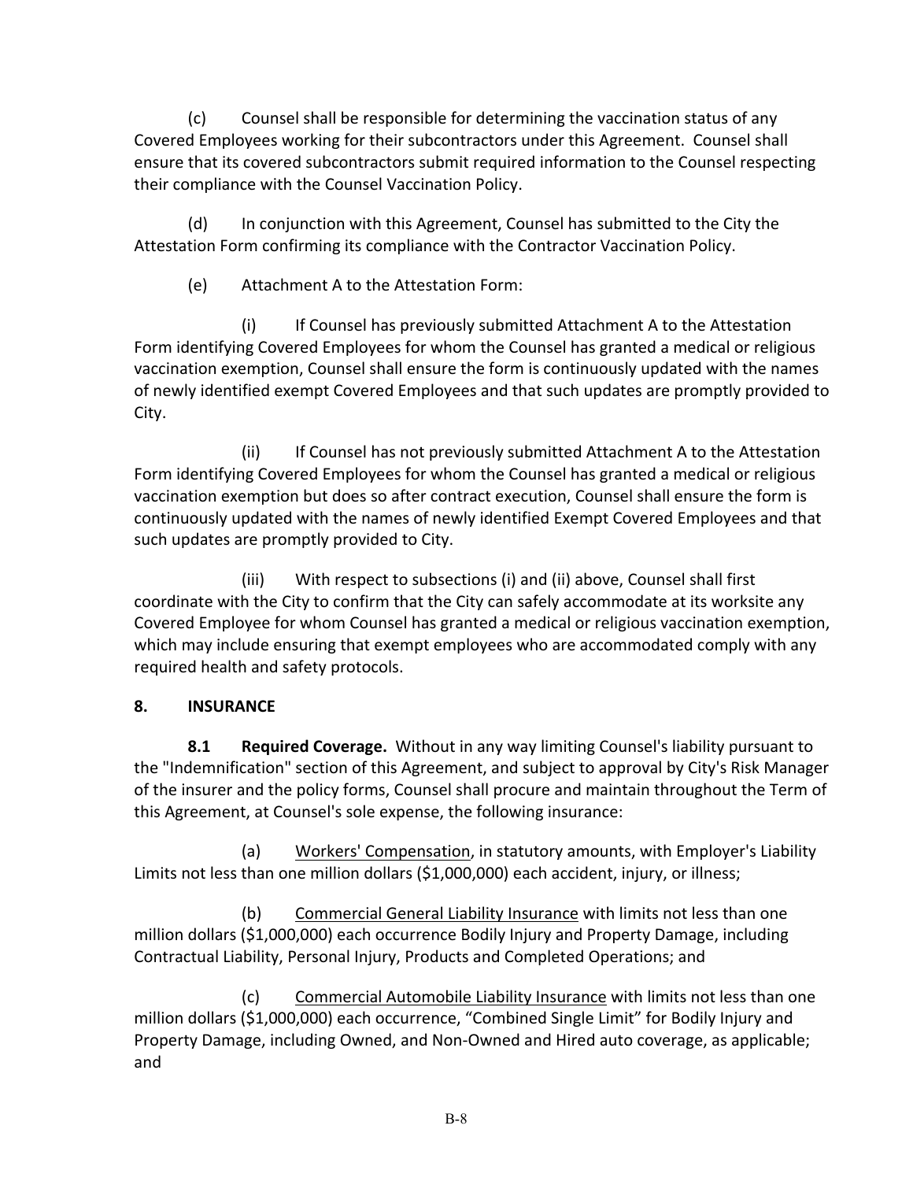(c) Counsel shall be responsible for determining the vaccination status of any Covered Employees working for their subcontractors under this Agreement. Counsel shall ensure that its covered subcontractors submit required information to the Counsel respecting their compliance with the Counsel Vaccination Policy.

(d) In conjunction with this Agreement, Counsel has submitted to the City the Attestation Form confirming its compliance with the Contractor Vaccination Policy.

(e) Attachment A to the Attestation Form:

(i) If Counsel has previously submitted Attachment A to the Attestation Form identifying Covered Employees for whom the Counsel has granted a medical or religious vaccination exemption, Counsel shall ensure the form is continuously updated with the names of newly identified exempt Covered Employees and that such updates are promptly provided to City.

(ii) If Counsel has not previously submitted Attachment A to the Attestation Form identifying Covered Employees for whom the Counsel has granted a medical or religious vaccination exemption but does so after contract execution, Counsel shall ensure the form is continuously updated with the names of newly identified Exempt Covered Employees and that such updates are promptly provided to City.

(iii) With respect to subsections (i) and (ii) above, Counsel shall first coordinate with the City to confirm that the City can safely accommodate at its worksite any Covered Employee for whom Counsel has granted a medical or religious vaccination exemption, which may include ensuring that exempt employees who are accommodated comply with any required health and safety protocols.

## 8. INSURANCE

**8.1 Required Coverage.** Without in any way limiting Counsel's liability pursuant to the "Indemnification" section of this Agreement, and subject to approval by City's Risk Manager of the insurer and the policy forms, Counsel shall procure and maintain throughout the Term of this Agreement, at Counsel's sole expense, the following insurance:

(a) Workers' Compensation, in statutory amounts, with Employer's Liability Limits not less than one million dollars ($1,000,000) each accident, injury, or illness;

(b) Commercial General Liability Insurance with limits not less than one million dollars ($1,000,000) each occurrence Bodily Injury and Property Damage, including Contractual Liability, Personal Injury, Products and Completed Operations; and

(c) Commercial Automobile Liability Insurance with limits not less than one million dollars ($1,000,000) each occurrence, "Combined Single Limit" for Bodily Injury and Property Damage, including Owned, and Non-Owned and Hired auto coverage, as applicable; and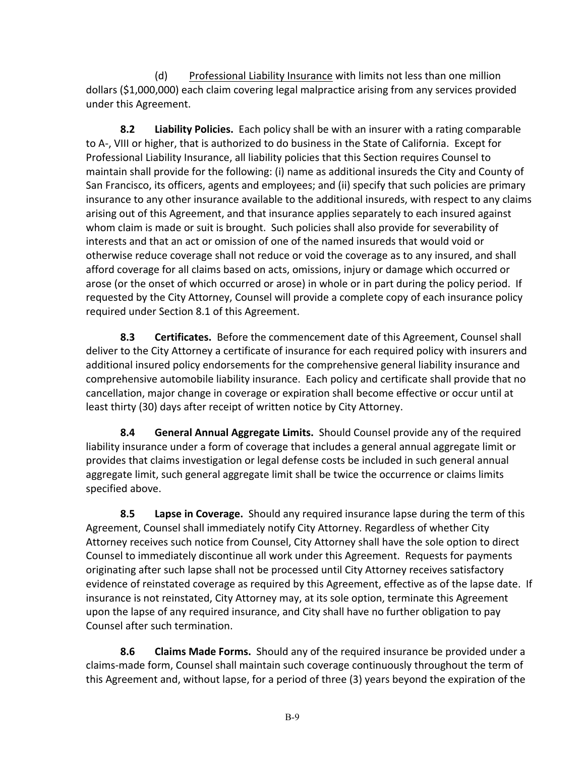(d) Professional Liability Insurance with limits not less than one million dollars ($1,000,000) each claim covering legal malpractice arising from any services provided under this Agreement.

**8.2 Liability Policies.** Each policy shall be with an insurer with a rating comparable to A-, VIII or higher, that is authorized to do business in the State of California. Except for Professional Liability Insurance, all liability policies that this Section requires Counsel to maintain shall provide for the following: (i) name as additional insureds the City and County of San Francisco, its officers, agents and employees; and (ii) specify that such policies are primary insurance to any other insurance available to the additional insureds, with respect to any claims arising out of this Agreement, and that insurance applies separately to each insured against whom claim is made or suit is brought. Such policies shall also provide for severability of interests and that an act or omission of one of the named insureds that would void or otherwise reduce coverage shall not reduce or void the coverage as to any insured, and shall afford coverage for all claims based on acts, omissions, injury or damage which occurred or arose (or the onset of which occurred or arose) in whole or in part during the policy period. If requested by the City Attorney, Counsel will provide a complete copy of each insurance policy required under Section 8.1 of this Agreement.

**8.3 Certificates.** Before the commencement date of this Agreement, Counsel shall deliver to the City Attorney a certificate of insurance for each required policy with insurers and additional insured policy endorsements for the comprehensive general liability insurance and comprehensive automobile liability insurance. Each policy and certificate shall provide that no cancellation, major change in coverage or expiration shall become effective or occur until at least thirty (30) days after receipt of written notice by City Attorney.

**8.4 General Annual Aggregate Limits.** Should Counsel provide any of the required liability insurance under a form of coverage that includes a general annual aggregate limit or provides that claims investigation or legal defense costs be included in such general annual aggregate limit, such general aggregate limit shall be twice the occurrence or claims limits specified above.

**8.5 Lapse in Coverage.** Should any required insurance lapse during the term of this Agreement, Counsel shall immediately notify City Attorney. Regardless of whether City Attorney receives such notice from Counsel, City Attorney shall have the sole option to direct Counsel to immediately discontinue all work under this Agreement. Requests for payments originating after such lapse shall not be processed until City Attorney receives satisfactory evidence of reinstated coverage as required by this Agreement, effective as of the lapse date. If insurance is not reinstated, City Attorney may, at its sole option, terminate this Agreement upon the lapse of any required insurance, and City shall have no further obligation to pay Counsel after such termination.

**8.6 Claims Made Forms.** Should any of the required insurance be provided under a claims-made form, Counsel shall maintain such coverage continuously throughout the term of this Agreement and, without lapse, for a period of three (3) years beyond the expiration of the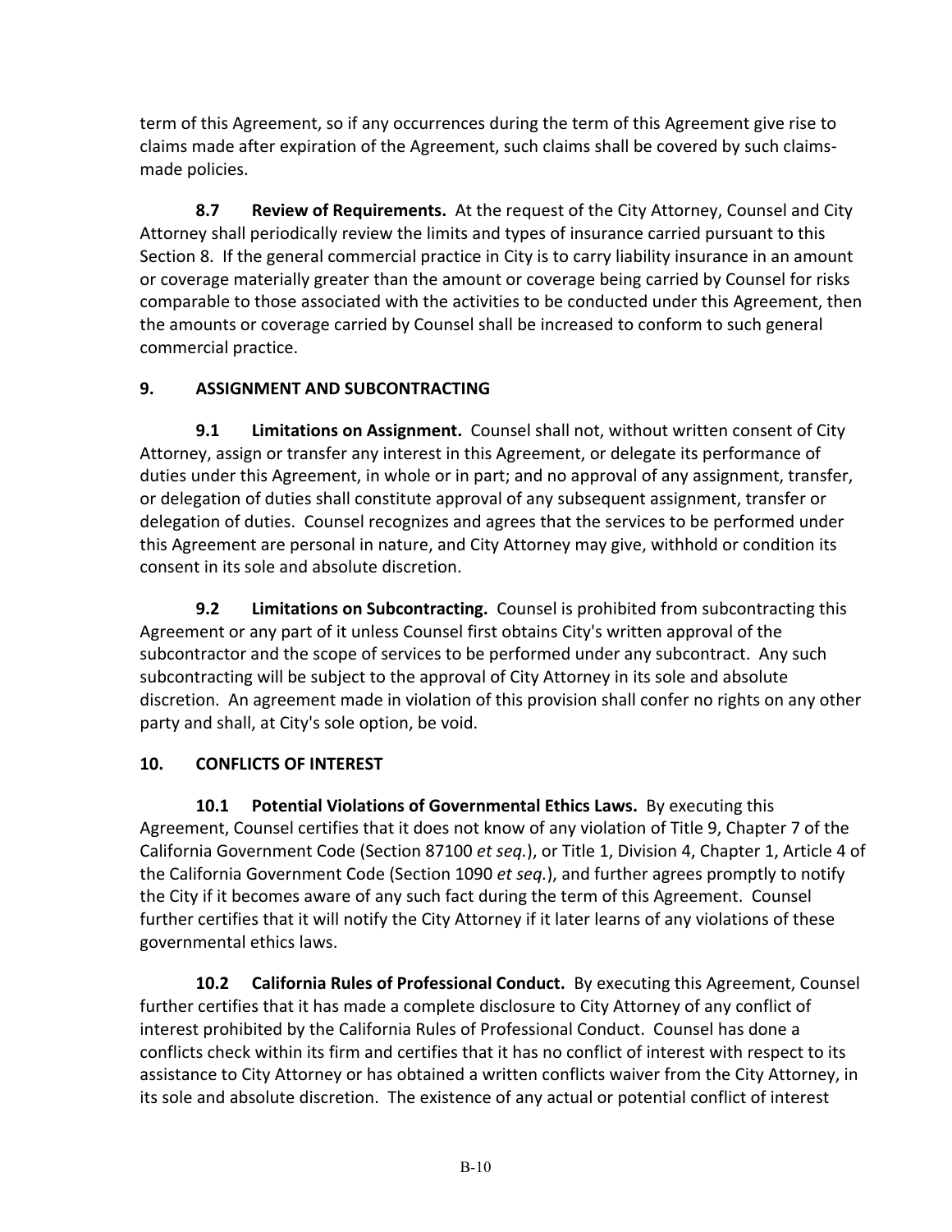term of this Agreement, so if any occurrences during the term of this Agreement give rise to claims made after expiration of the Agreement, such claims shall be covered by such claims-made policies.

**8.7 Review of Requirements.** At the request of the City Attorney, Counsel and City Attorney shall periodically review the limits and types of insurance carried pursuant to this Section 8. If the general commercial practice in City is to carry liability insurance in an amount or coverage materially greater than the amount or coverage being carried by Counsel for risks comparable to those associated with the activities to be conducted under this Agreement, then the amounts or coverage carried by Counsel shall be increased to conform to such general commercial practice.

## 9. ASSIGNMENT AND SUBCONTRACTING

**9.1 Limitations on Assignment.** Counsel shall not, without written consent of City Attorney, assign or transfer any interest in this Agreement, or delegate its performance of duties under this Agreement, in whole or in part; and no approval of any assignment, transfer, or delegation of duties shall constitute approval of any subsequent assignment, transfer or delegation of duties. Counsel recognizes and agrees that the services to be performed under this Agreement are personal in nature, and City Attorney may give, withhold or condition its consent in its sole and absolute discretion.

**9.2 Limitations on Subcontracting.** Counsel is prohibited from subcontracting this Agreement or any part of it unless Counsel first obtains City's written approval of the subcontractor and the scope of services to be performed under any subcontract. Any such subcontracting will be subject to the approval of City Attorney in its sole and absolute discretion. An agreement made in violation of this provision shall confer no rights on any other party and shall, at City's sole option, be void.

## 10. CONFLICTS OF INTEREST

**10.1 Potential Violations of Governmental Ethics Laws.** By executing this Agreement, Counsel certifies that it does not know of any violation of Title 9, Chapter 7 of the California Government Code (Section 87100 *et seq.*), or Title 1, Division 4, Chapter 1, Article 4 of the California Government Code (Section 1090 *et seq.*), and further agrees promptly to notify the City if it becomes aware of any such fact during the term of this Agreement. Counsel further certifies that it will notify the City Attorney if it later learns of any violations of these governmental ethics laws.

**10.2 California Rules of Professional Conduct.** By executing this Agreement, Counsel further certifies that it has made a complete disclosure to City Attorney of any conflict of interest prohibited by the California Rules of Professional Conduct. Counsel has done a conflicts check within its firm and certifies that it has no conflict of interest with respect to its assistance to City Attorney or has obtained a written conflicts waiver from the City Attorney, in its sole and absolute discretion. The existence of any actual or potential conflict of interest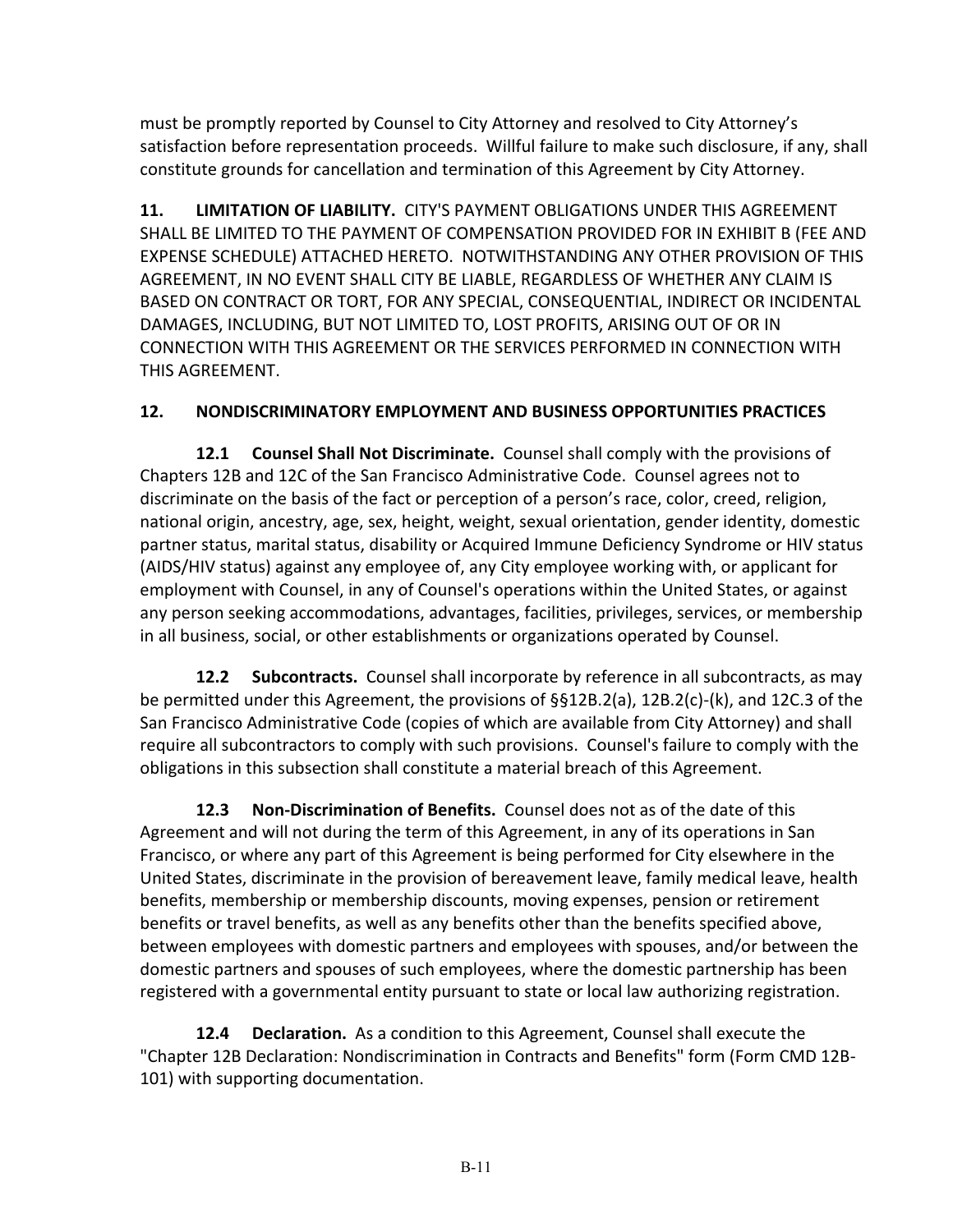must be promptly reported by Counsel to City Attorney and resolved to City Attorney's satisfaction before representation proceeds. Willful failure to make such disclosure, if any, shall constitute grounds for cancellation and termination of this Agreement by City Attorney.

**11. LIMITATION OF LIABILITY.** CITY'S PAYMENT OBLIGATIONS UNDER THIS AGREEMENT SHALL BE LIMITED TO THE PAYMENT OF COMPENSATION PROVIDED FOR IN EXHIBIT B (FEE AND EXPENSE SCHEDULE) ATTACHED HERETO. NOTWITHSTANDING ANY OTHER PROVISION OF THIS AGREEMENT, IN NO EVENT SHALL CITY BE LIABLE, REGARDLESS OF WHETHER ANY CLAIM IS BASED ON CONTRACT OR TORT, FOR ANY SPECIAL, CONSEQUENTIAL, INDIRECT OR INCIDENTAL DAMAGES, INCLUDING, BUT NOT LIMITED TO, LOST PROFITS, ARISING OUT OF OR IN CONNECTION WITH THIS AGREEMENT OR THE SERVICES PERFORMED IN CONNECTION WITH THIS AGREEMENT.

**12. NONDISCRIMINATORY EMPLOYMENT AND BUSINESS OPPORTUNITIES PRACTICES**

**12.1 Counsel Shall Not Discriminate.** Counsel shall comply with the provisions of Chapters 12B and 12C of the San Francisco Administrative Code. Counsel agrees not to discriminate on the basis of the fact or perception of a person's race, color, creed, religion, national origin, ancestry, age, sex, height, weight, sexual orientation, gender identity, domestic partner status, marital status, disability or Acquired Immune Deficiency Syndrome or HIV status (AIDS/HIV status) against any employee of, any City employee working with, or applicant for employment with Counsel, in any of Counsel's operations within the United States, or against any person seeking accommodations, advantages, facilities, privileges, services, or membership in all business, social, or other establishments or organizations operated by Counsel.

**12.2 Subcontracts.** Counsel shall incorporate by reference in all subcontracts, as may be permitted under this Agreement, the provisions of §§12B.2(a), 12B.2(c)-(k), and 12C.3 of the San Francisco Administrative Code (copies of which are available from City Attorney) and shall require all subcontractors to comply with such provisions. Counsel's failure to comply with the obligations in this subsection shall constitute a material breach of this Agreement.

**12.3 Non-Discrimination of Benefits.** Counsel does not as of the date of this Agreement and will not during the term of this Agreement, in any of its operations in San Francisco, or where any part of this Agreement is being performed for City elsewhere in the United States, discriminate in the provision of bereavement leave, family medical leave, health benefits, membership or membership discounts, moving expenses, pension or retirement benefits or travel benefits, as well as any benefits other than the benefits specified above, between employees with domestic partners and employees with spouses, and/or between the domestic partners and spouses of such employees, where the domestic partnership has been registered with a governmental entity pursuant to state or local law authorizing registration.

**12.4 Declaration.** As a condition to this Agreement, Counsel shall execute the "Chapter 12B Declaration: Nondiscrimination in Contracts and Benefits" form (Form CMD 12B-101) with supporting documentation.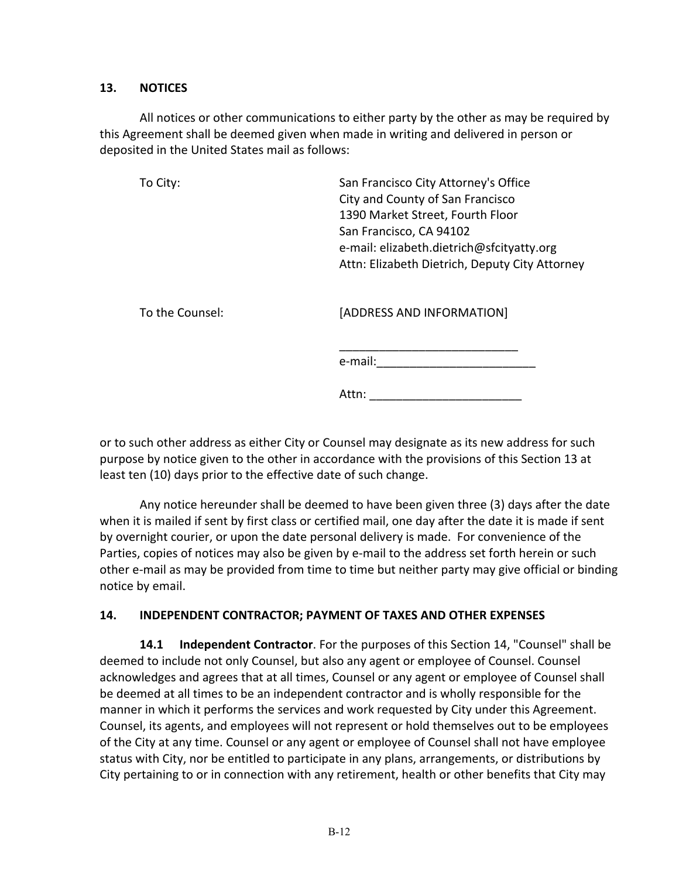## 13. NOTICES

All notices or other communications to either party by the other as may be required by this Agreement shall be deemed given when made in writing and delivered in person or deposited in the United States mail as follows:

To City:

San Francisco City Attorney's Office
City and County of San Francisco
1390 Market Street, Fourth Floor
San Francisco, CA 94102
e-mail: elizabeth.dietrich@sfcityatty.org
Attn: Elizabeth Dietrich, Deputy City Attorney

To the Counsel:

[ADDRESS AND INFORMATION]

___________________________
e-mail:________________________

Attn: ______________________

or to such other address as either City or Counsel may designate as its new address for such purpose by notice given to the other in accordance with the provisions of this Section 13 at least ten (10) days prior to the effective date of such change.

Any notice hereunder shall be deemed to have been given three (3) days after the date when it is mailed if sent by first class or certified mail, one day after the date it is made if sent by overnight courier, or upon the date personal delivery is made. For convenience of the Parties, copies of notices may also be given by e-mail to the address set forth herein or such other e-mail as may be provided from time to time but neither party may give official or binding notice by email.

## 14. INDEPENDENT CONTRACTOR; PAYMENT OF TAXES AND OTHER EXPENSES

**14.1 Independent Contractor**. For the purposes of this Section 14, "Counsel" shall be deemed to include not only Counsel, but also any agent or employee of Counsel. Counsel acknowledges and agrees that at all times, Counsel or any agent or employee of Counsel shall be deemed at all times to be an independent contractor and is wholly responsible for the manner in which it performs the services and work requested by City under this Agreement. Counsel, its agents, and employees will not represent or hold themselves out to be employees of the City at any time. Counsel or any agent or employee of Counsel shall not have employee status with City, nor be entitled to participate in any plans, arrangements, or distributions by City pertaining to or in connection with any retirement, health or other benefits that City may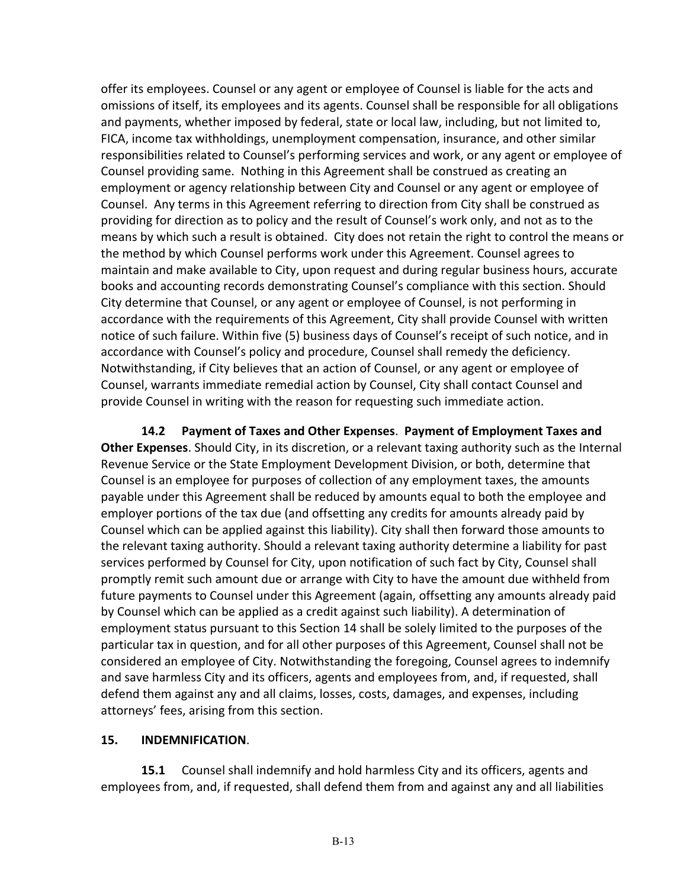offer its employees. Counsel or any agent or employee of Counsel is liable for the acts and omissions of itself, its employees and its agents. Counsel shall be responsible for all obligations and payments, whether imposed by federal, state or local law, including, but not limited to, FICA, income tax withholdings, unemployment compensation, insurance, and other similar responsibilities related to Counsel's performing services and work, or any agent or employee of Counsel providing same. Nothing in this Agreement shall be construed as creating an employment or agency relationship between City and Counsel or any agent or employee of Counsel. Any terms in this Agreement referring to direction from City shall be construed as providing for direction as to policy and the result of Counsel's work only, and not as to the means by which such a result is obtained. City does not retain the right to control the means or the method by which Counsel performs work under this Agreement. Counsel agrees to maintain and make available to City, upon request and during regular business hours, accurate books and accounting records demonstrating Counsel's compliance with this section. Should City determine that Counsel, or any agent or employee of Counsel, is not performing in accordance with the requirements of this Agreement, City shall provide Counsel with written notice of such failure. Within five (5) business days of Counsel's receipt of such notice, and in accordance with Counsel's policy and procedure, Counsel shall remedy the deficiency. Notwithstanding, if City believes that an action of Counsel, or any agent or employee of Counsel, warrants immediate remedial action by Counsel, City shall contact Counsel and provide Counsel in writing with the reason for requesting such immediate action.

**14.2 Payment of Taxes and Other Expenses**. **Payment of Employment Taxes and Other Expenses**. Should City, in its discretion, or a relevant taxing authority such as the Internal Revenue Service or the State Employment Development Division, or both, determine that Counsel is an employee for purposes of collection of any employment taxes, the amounts payable under this Agreement shall be reduced by amounts equal to both the employee and employer portions of the tax due (and offsetting any credits for amounts already paid by Counsel which can be applied against this liability). City shall then forward those amounts to the relevant taxing authority. Should a relevant taxing authority determine a liability for past services performed by Counsel for City, upon notification of such fact by City, Counsel shall promptly remit such amount due or arrange with City to have the amount due withheld from future payments to Counsel under this Agreement (again, offsetting any amounts already paid by Counsel which can be applied as a credit against such liability). A determination of employment status pursuant to this Section 14 shall be solely limited to the purposes of the particular tax in question, and for all other purposes of this Agreement, Counsel shall not be considered an employee of City. Notwithstanding the foregoing, Counsel agrees to indemnify and save harmless City and its officers, agents and employees from, and, if requested, shall defend them against any and all claims, losses, costs, damages, and expenses, including attorneys' fees, arising from this section.

## 15. INDEMNIFICATION.

**15.1** Counsel shall indemnify and hold harmless City and its officers, agents and employees from, and, if requested, shall defend them from and against any and all liabilities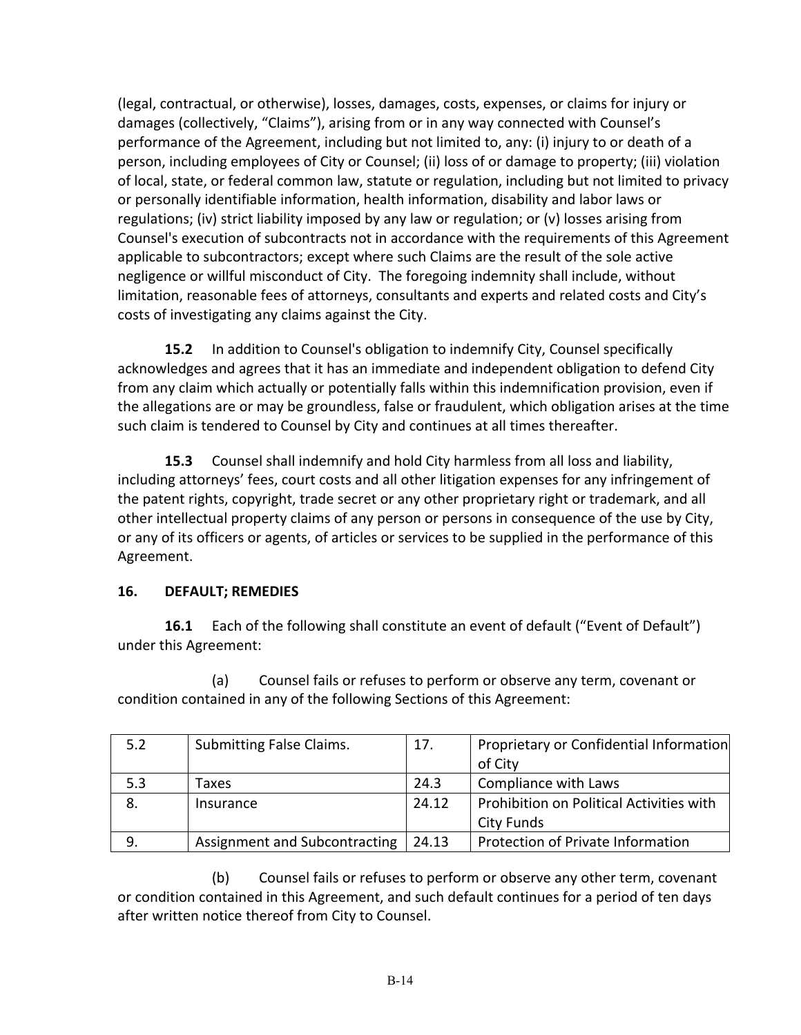(legal, contractual, or otherwise), losses, damages, costs, expenses, or claims for injury or damages (collectively, "Claims"), arising from or in any way connected with Counsel's performance of the Agreement, including but not limited to, any: (i) injury to or death of a person, including employees of City or Counsel; (ii) loss of or damage to property; (iii) violation of local, state, or federal common law, statute or regulation, including but not limited to privacy or personally identifiable information, health information, disability and labor laws or regulations; (iv) strict liability imposed by any law or regulation; or (v) losses arising from Counsel's execution of subcontracts not in accordance with the requirements of this Agreement applicable to subcontractors; except where such Claims are the result of the sole active negligence or willful misconduct of City. The foregoing indemnity shall include, without limitation, reasonable fees of attorneys, consultants and experts and related costs and City's costs of investigating any claims against the City.

**15.2** In addition to Counsel's obligation to indemnify City, Counsel specifically acknowledges and agrees that it has an immediate and independent obligation to defend City from any claim which actually or potentially falls within this indemnification provision, even if the allegations are or may be groundless, false or fraudulent, which obligation arises at the time such claim is tendered to Counsel by City and continues at all times thereafter.

**15.3** Counsel shall indemnify and hold City harmless from all loss and liability, including attorneys' fees, court costs and all other litigation expenses for any infringement of the patent rights, copyright, trade secret or any other proprietary right or trademark, and all other intellectual property claims of any person or persons in consequence of the use by City, or any of its officers or agents, of articles or services to be supplied in the performance of this Agreement.

**16. DEFAULT; REMEDIES**

**16.1** Each of the following shall constitute an event of default ("Event of Default") under this Agreement:

(a) Counsel fails or refuses to perform or observe any term, covenant or condition contained in any of the following Sections of this Agreement:

| 5.2 | Submitting False Claims. | 17. | Proprietary or Confidential Information of City |
|---|---|---|---|
| 5.3 | Taxes | 24.3 | Compliance with Laws |
| 8. | Insurance | 24.12 | Prohibition on Political Activities with City Funds |
| 9. | Assignment and Subcontracting | 24.13 | Protection of Private Information |

(b) Counsel fails or refuses to perform or observe any other term, covenant or condition contained in this Agreement, and such default continues for a period of ten days after written notice thereof from City to Counsel.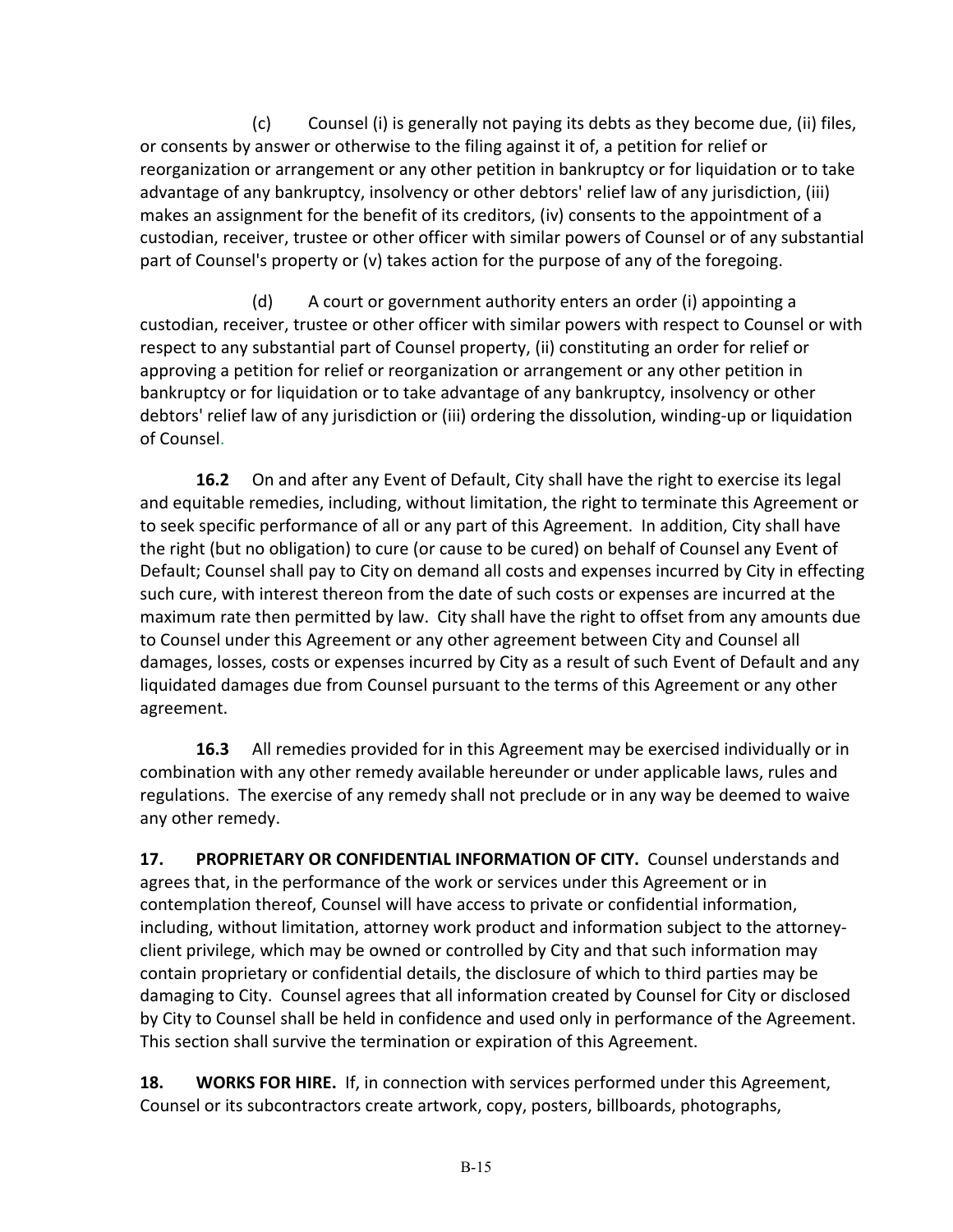(c) Counsel (i) is generally not paying its debts as they become due, (ii) files, or consents by answer or otherwise to the filing against it of, a petition for relief or reorganization or arrangement or any other petition in bankruptcy or for liquidation or to take advantage of any bankruptcy, insolvency or other debtors' relief law of any jurisdiction, (iii) makes an assignment for the benefit of its creditors, (iv) consents to the appointment of a custodian, receiver, trustee or other officer with similar powers of Counsel or of any substantial part of Counsel's property or (v) takes action for the purpose of any of the foregoing.

(d) A court or government authority enters an order (i) appointing a custodian, receiver, trustee or other officer with similar powers with respect to Counsel or with respect to any substantial part of Counsel property, (ii) constituting an order for relief or approving a petition for relief or reorganization or arrangement or any other petition in bankruptcy or for liquidation or to take advantage of any bankruptcy, insolvency or other debtors' relief law of any jurisdiction or (iii) ordering the dissolution, winding-up or liquidation of Counsel.

**16.2** On and after any Event of Default, City shall have the right to exercise its legal and equitable remedies, including, without limitation, the right to terminate this Agreement or to seek specific performance of all or any part of this Agreement. In addition, City shall have the right (but no obligation) to cure (or cause to be cured) on behalf of Counsel any Event of Default; Counsel shall pay to City on demand all costs and expenses incurred by City in effecting such cure, with interest thereon from the date of such costs or expenses are incurred at the maximum rate then permitted by law. City shall have the right to offset from any amounts due to Counsel under this Agreement or any other agreement between City and Counsel all damages, losses, costs or expenses incurred by City as a result of such Event of Default and any liquidated damages due from Counsel pursuant to the terms of this Agreement or any other agreement.

**16.3** All remedies provided for in this Agreement may be exercised individually or in combination with any other remedy available hereunder or under applicable laws, rules and regulations. The exercise of any remedy shall not preclude or in any way be deemed to waive any other remedy.

**17. PROPRIETARY OR CONFIDENTIAL INFORMATION OF CITY.** Counsel understands and agrees that, in the performance of the work or services under this Agreement or in contemplation thereof, Counsel will have access to private or confidential information, including, without limitation, attorney work product and information subject to the attorney-client privilege, which may be owned or controlled by City and that such information may contain proprietary or confidential details, the disclosure of which to third parties may be damaging to City. Counsel agrees that all information created by Counsel for City or disclosed by City to Counsel shall be held in confidence and used only in performance of the Agreement. This section shall survive the termination or expiration of this Agreement.

**18. WORKS FOR HIRE.** If, in connection with services performed under this Agreement, Counsel or its subcontractors create artwork, copy, posters, billboards, photographs,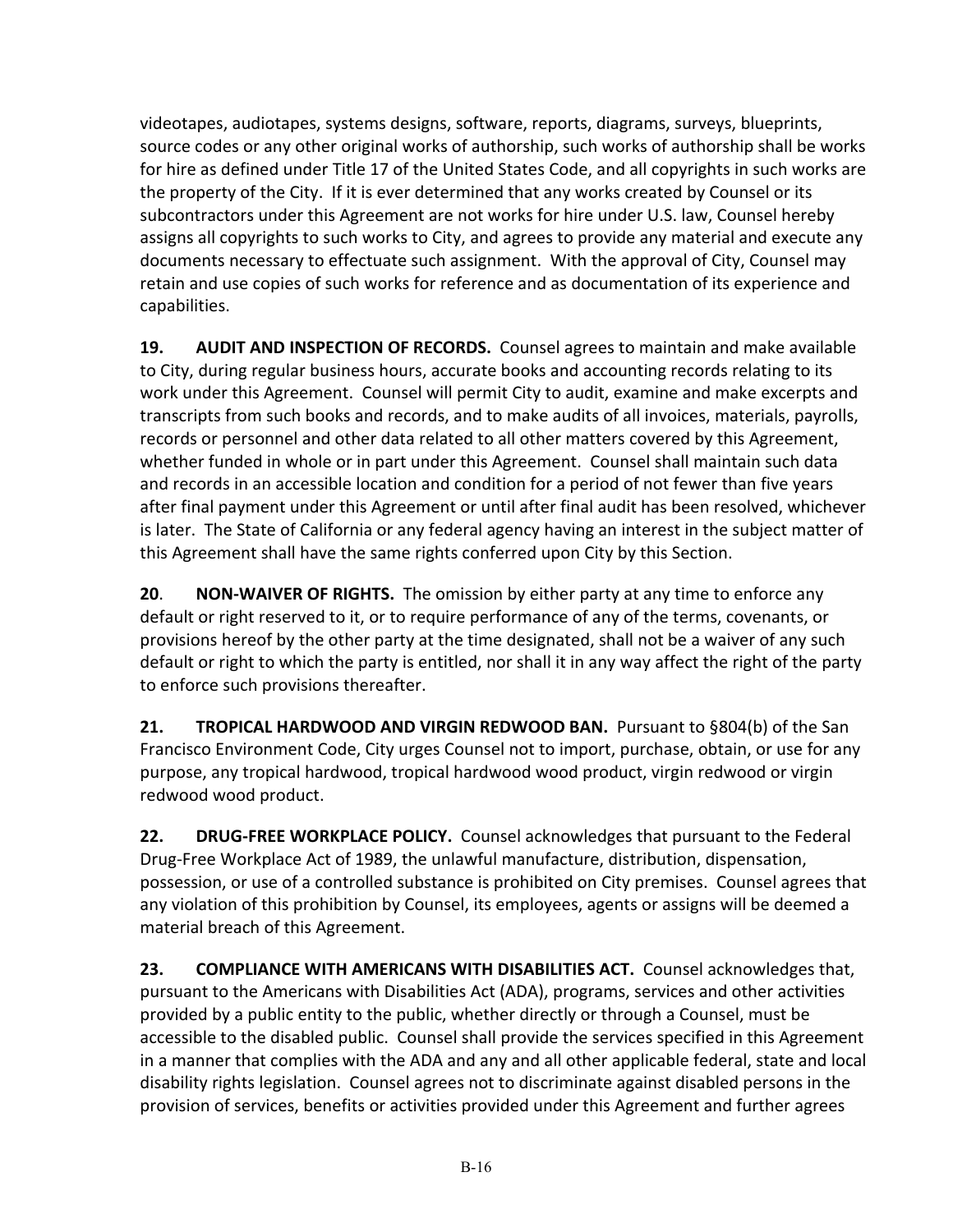videotapes, audiotapes, systems designs, software, reports, diagrams, surveys, blueprints, source codes or any other original works of authorship, such works of authorship shall be works for hire as defined under Title 17 of the United States Code, and all copyrights in such works are the property of the City. If it is ever determined that any works created by Counsel or its subcontractors under this Agreement are not works for hire under U.S. law, Counsel hereby assigns all copyrights to such works to City, and agrees to provide any material and execute any documents necessary to effectuate such assignment. With the approval of City, Counsel may retain and use copies of such works for reference and as documentation of its experience and capabilities.

**19. AUDIT AND INSPECTION OF RECORDS.** Counsel agrees to maintain and make available to City, during regular business hours, accurate books and accounting records relating to its work under this Agreement. Counsel will permit City to audit, examine and make excerpts and transcripts from such books and records, and to make audits of all invoices, materials, payrolls, records or personnel and other data related to all other matters covered by this Agreement, whether funded in whole or in part under this Agreement. Counsel shall maintain such data and records in an accessible location and condition for a period of not fewer than five years after final payment under this Agreement or until after final audit has been resolved, whichever is later. The State of California or any federal agency having an interest in the subject matter of this Agreement shall have the same rights conferred upon City by this Section.

**20. NON-WAIVER OF RIGHTS.** The omission by either party at any time to enforce any default or right reserved to it, or to require performance of any of the terms, covenants, or provisions hereof by the other party at the time designated, shall not be a waiver of any such default or right to which the party is entitled, nor shall it in any way affect the right of the party to enforce such provisions thereafter.

**21. TROPICAL HARDWOOD AND VIRGIN REDWOOD BAN.** Pursuant to §804(b) of the San Francisco Environment Code, City urges Counsel not to import, purchase, obtain, or use for any purpose, any tropical hardwood, tropical hardwood wood product, virgin redwood or virgin redwood wood product.

**22. DRUG-FREE WORKPLACE POLICY.** Counsel acknowledges that pursuant to the Federal Drug-Free Workplace Act of 1989, the unlawful manufacture, distribution, dispensation, possession, or use of a controlled substance is prohibited on City premises. Counsel agrees that any violation of this prohibition by Counsel, its employees, agents or assigns will be deemed a material breach of this Agreement.

**23. COMPLIANCE WITH AMERICANS WITH DISABILITIES ACT.** Counsel acknowledges that, pursuant to the Americans with Disabilities Act (ADA), programs, services and other activities provided by a public entity to the public, whether directly or through a Counsel, must be accessible to the disabled public. Counsel shall provide the services specified in this Agreement in a manner that complies with the ADA and any and all other applicable federal, state and local disability rights legislation. Counsel agrees not to discriminate against disabled persons in the provision of services, benefits or activities provided under this Agreement and further agrees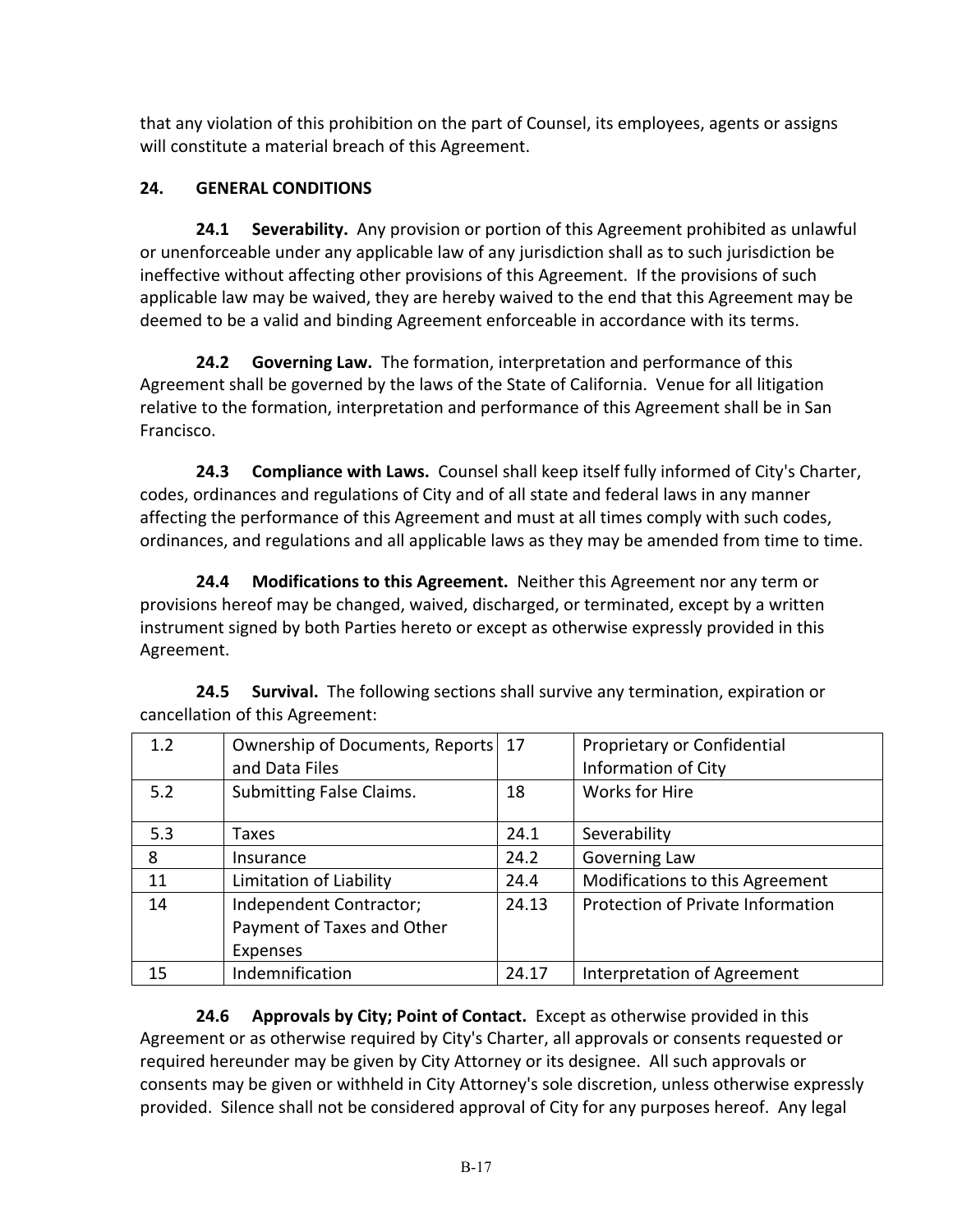that any violation of this prohibition on the part of Counsel, its employees, agents or assigns will constitute a material breach of this Agreement.

## 24. GENERAL CONDITIONS

**24.1 Severability.** Any provision or portion of this Agreement prohibited as unlawful or unenforceable under any applicable law of any jurisdiction shall as to such jurisdiction be ineffective without affecting other provisions of this Agreement. If the provisions of such applicable law may be waived, they are hereby waived to the end that this Agreement may be deemed to be a valid and binding Agreement enforceable in accordance with its terms.

**24.2 Governing Law.** The formation, interpretation and performance of this Agreement shall be governed by the laws of the State of California. Venue for all litigation relative to the formation, interpretation and performance of this Agreement shall be in San Francisco.

**24.3 Compliance with Laws.** Counsel shall keep itself fully informed of City's Charter, codes, ordinances and regulations of City and of all state and federal laws in any manner affecting the performance of this Agreement and must at all times comply with such codes, ordinances, and regulations and all applicable laws as they may be amended from time to time.

**24.4 Modifications to this Agreement.** Neither this Agreement nor any term or provisions hereof may be changed, waived, discharged, or terminated, except by a written instrument signed by both Parties hereto or except as otherwise expressly provided in this Agreement.

**24.5 Survival.** The following sections shall survive any termination, expiration or cancellation of this Agreement:

| | | | |
|---|---|---|---|
| 1.2 | Ownership of Documents, Reports and Data Files | 17 | Proprietary or Confidential Information of City |
| 5.2 | Submitting False Claims. | 18 | Works for Hire |
| 5.3 | Taxes | 24.1 | Severability |
| 8 | Insurance | 24.2 | Governing Law |
| 11 | Limitation of Liability | 24.4 | Modifications to this Agreement |
| 14 | Independent Contractor; Payment of Taxes and Other Expenses | 24.13 | Protection of Private Information |
| 15 | Indemnification | 24.17 | Interpretation of Agreement |

**24.6 Approvals by City; Point of Contact.** Except as otherwise provided in this Agreement or as otherwise required by City's Charter, all approvals or consents requested or required hereunder may be given by City Attorney or its designee. All such approvals or consents may be given or withheld in City Attorney's sole discretion, unless otherwise expressly provided. Silence shall not be considered approval of City for any purposes hereof. Any legal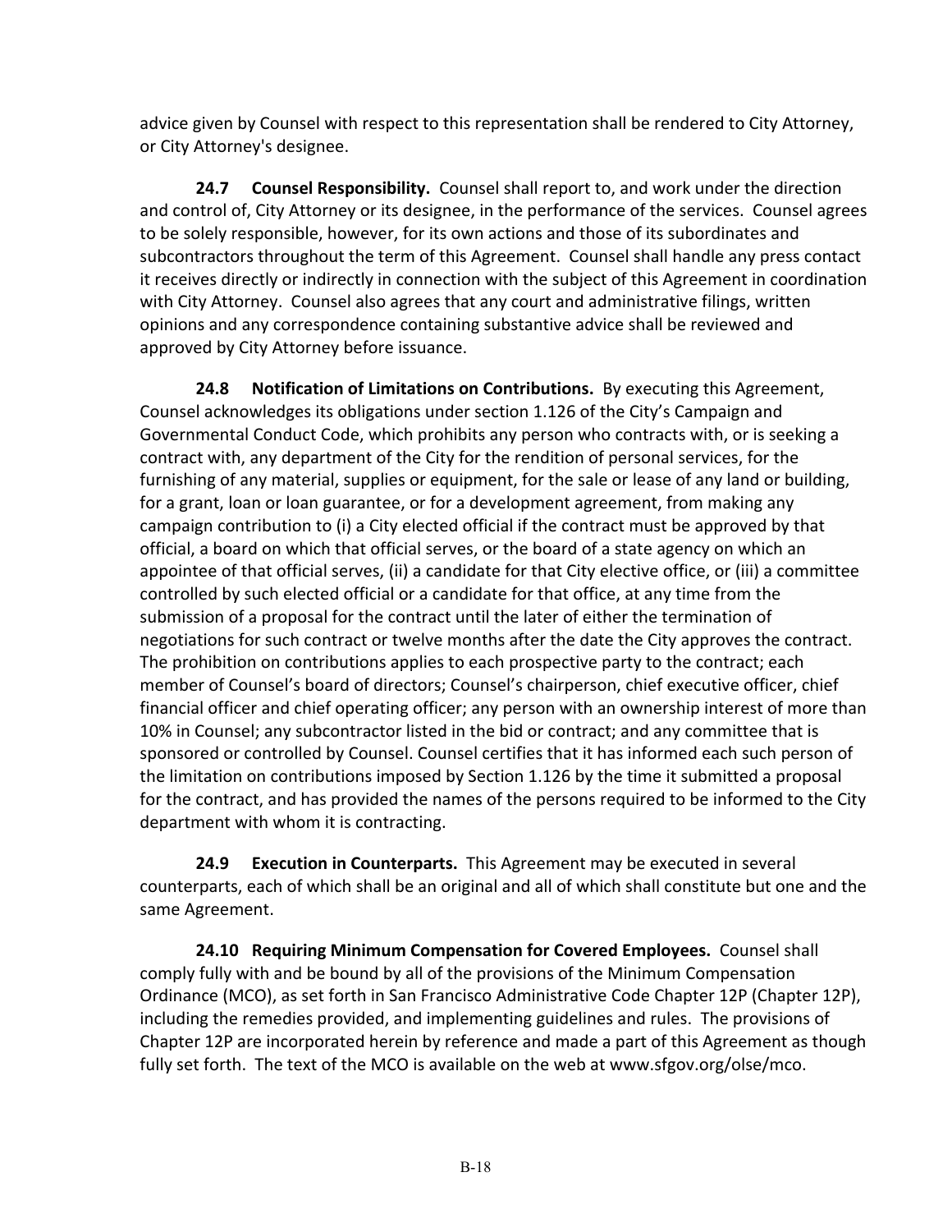advice given by Counsel with respect to this representation shall be rendered to City Attorney, or City Attorney's designee.

**24.7 Counsel Responsibility.** Counsel shall report to, and work under the direction and control of, City Attorney or its designee, in the performance of the services. Counsel agrees to be solely responsible, however, for its own actions and those of its subordinates and subcontractors throughout the term of this Agreement. Counsel shall handle any press contact it receives directly or indirectly in connection with the subject of this Agreement in coordination with City Attorney. Counsel also agrees that any court and administrative filings, written opinions and any correspondence containing substantive advice shall be reviewed and approved by City Attorney before issuance.

**24.8 Notification of Limitations on Contributions.** By executing this Agreement, Counsel acknowledges its obligations under section 1.126 of the City's Campaign and Governmental Conduct Code, which prohibits any person who contracts with, or is seeking a contract with, any department of the City for the rendition of personal services, for the furnishing of any material, supplies or equipment, for the sale or lease of any land or building, for a grant, loan or loan guarantee, or for a development agreement, from making any campaign contribution to (i) a City elected official if the contract must be approved by that official, a board on which that official serves, or the board of a state agency on which an appointee of that official serves, (ii) a candidate for that City elective office, or (iii) a committee controlled by such elected official or a candidate for that office, at any time from the submission of a proposal for the contract until the later of either the termination of negotiations for such contract or twelve months after the date the City approves the contract. The prohibition on contributions applies to each prospective party to the contract; each member of Counsel's board of directors; Counsel's chairperson, chief executive officer, chief financial officer and chief operating officer; any person with an ownership interest of more than 10% in Counsel; any subcontractor listed in the bid or contract; and any committee that is sponsored or controlled by Counsel. Counsel certifies that it has informed each such person of the limitation on contributions imposed by Section 1.126 by the time it submitted a proposal for the contract, and has provided the names of the persons required to be informed to the City department with whom it is contracting.

**24.9 Execution in Counterparts.** This Agreement may be executed in several counterparts, each of which shall be an original and all of which shall constitute but one and the same Agreement.

**24.10 Requiring Minimum Compensation for Covered Employees.** Counsel shall comply fully with and be bound by all of the provisions of the Minimum Compensation Ordinance (MCO), as set forth in San Francisco Administrative Code Chapter 12P (Chapter 12P), including the remedies provided, and implementing guidelines and rules. The provisions of Chapter 12P are incorporated herein by reference and made a part of this Agreement as though fully set forth. The text of the MCO is available on the web at www.sfgov.org/olse/mco.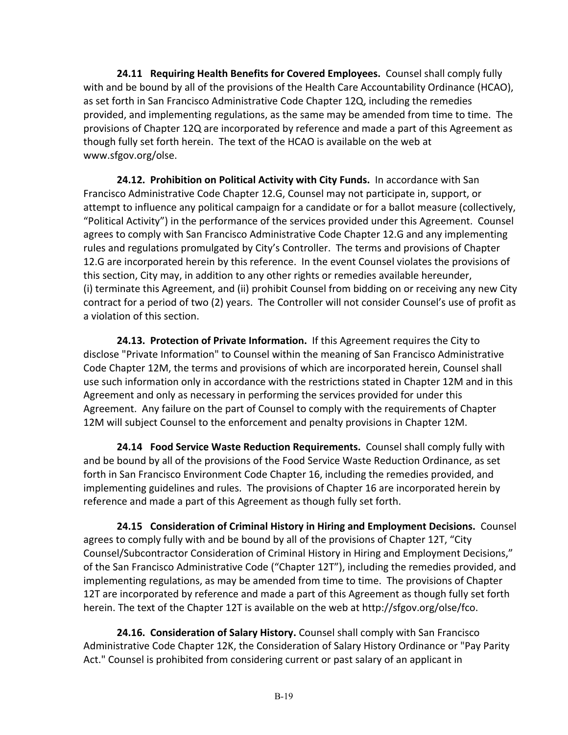**24.11 Requiring Health Benefits for Covered Employees.** Counsel shall comply fully with and be bound by all of the provisions of the Health Care Accountability Ordinance (HCAO), as set forth in San Francisco Administrative Code Chapter 12Q, including the remedies provided, and implementing regulations, as the same may be amended from time to time. The provisions of Chapter 12Q are incorporated by reference and made a part of this Agreement as though fully set forth herein. The text of the HCAO is available on the web at www.sfgov.org/olse.

**24.12. Prohibition on Political Activity with City Funds.** In accordance with San Francisco Administrative Code Chapter 12.G, Counsel may not participate in, support, or attempt to influence any political campaign for a candidate or for a ballot measure (collectively, "Political Activity") in the performance of the services provided under this Agreement. Counsel agrees to comply with San Francisco Administrative Code Chapter 12.G and any implementing rules and regulations promulgated by City's Controller. The terms and provisions of Chapter 12.G are incorporated herein by this reference. In the event Counsel violates the provisions of this section, City may, in addition to any other rights or remedies available hereunder, (i) terminate this Agreement, and (ii) prohibit Counsel from bidding on or receiving any new City contract for a period of two (2) years. The Controller will not consider Counsel's use of profit as a violation of this section.

**24.13. Protection of Private Information.** If this Agreement requires the City to disclose "Private Information" to Counsel within the meaning of San Francisco Administrative Code Chapter 12M, the terms and provisions of which are incorporated herein, Counsel shall use such information only in accordance with the restrictions stated in Chapter 12M and in this Agreement and only as necessary in performing the services provided for under this Agreement. Any failure on the part of Counsel to comply with the requirements of Chapter 12M will subject Counsel to the enforcement and penalty provisions in Chapter 12M.

**24.14 Food Service Waste Reduction Requirements.** Counsel shall comply fully with and be bound by all of the provisions of the Food Service Waste Reduction Ordinance, as set forth in San Francisco Environment Code Chapter 16, including the remedies provided, and implementing guidelines and rules. The provisions of Chapter 16 are incorporated herein by reference and made a part of this Agreement as though fully set forth.

**24.15 Consideration of Criminal History in Hiring and Employment Decisions.** Counsel agrees to comply fully with and be bound by all of the provisions of Chapter 12T, "City Counsel/Subcontractor Consideration of Criminal History in Hiring and Employment Decisions," of the San Francisco Administrative Code ("Chapter 12T"), including the remedies provided, and implementing regulations, as may be amended from time to time. The provisions of Chapter 12T are incorporated by reference and made a part of this Agreement as though fully set forth herein. The text of the Chapter 12T is available on the web at http://sfgov.org/olse/fco.

**24.16. Consideration of Salary History.** Counsel shall comply with San Francisco Administrative Code Chapter 12K, the Consideration of Salary History Ordinance or "Pay Parity Act." Counsel is prohibited from considering current or past salary of an applicant in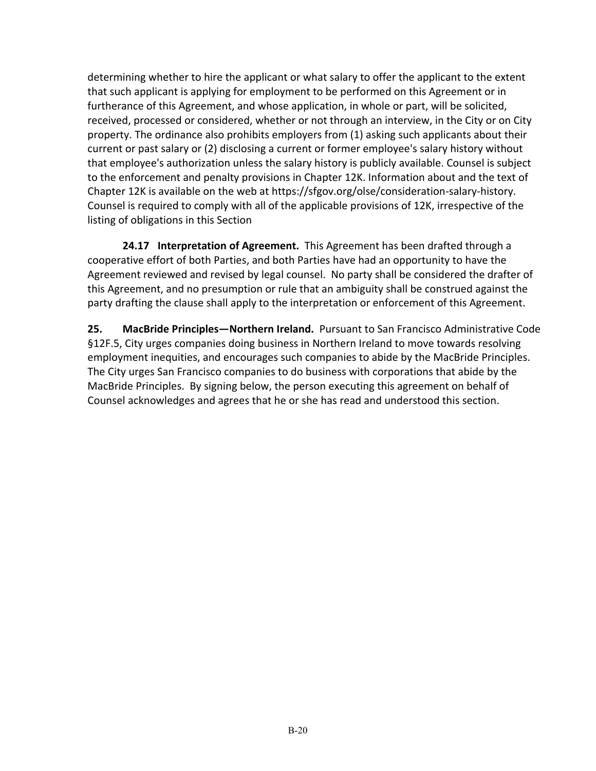determining whether to hire the applicant or what salary to offer the applicant to the extent that such applicant is applying for employment to be performed on this Agreement or in furtherance of this Agreement, and whose application, in whole or part, will be solicited, received, processed or considered, whether or not through an interview, in the City or on City property. The ordinance also prohibits employers from (1) asking such applicants about their current or past salary or (2) disclosing a current or former employee's salary history without that employee's authorization unless the salary history is publicly available. Counsel is subject to the enforcement and penalty provisions in Chapter 12K. Information about and the text of Chapter 12K is available on the web at https://sfgov.org/olse/consideration-salary-history. Counsel is required to comply with all of the applicable provisions of 12K, irrespective of the listing of obligations in this Section

**24.17 Interpretation of Agreement.** This Agreement has been drafted through a cooperative effort of both Parties, and both Parties have had an opportunity to have the Agreement reviewed and revised by legal counsel. No party shall be considered the drafter of this Agreement, and no presumption or rule that an ambiguity shall be construed against the party drafting the clause shall apply to the interpretation or enforcement of this Agreement.

**25. MacBride Principles—Northern Ireland.** Pursuant to San Francisco Administrative Code §12F.5, City urges companies doing business in Northern Ireland to move towards resolving employment inequities, and encourages such companies to abide by the MacBride Principles. The City urges San Francisco companies to do business with corporations that abide by the MacBride Principles. By signing below, the person executing this agreement on behalf of Counsel acknowledges and agrees that he or she has read and understood this section.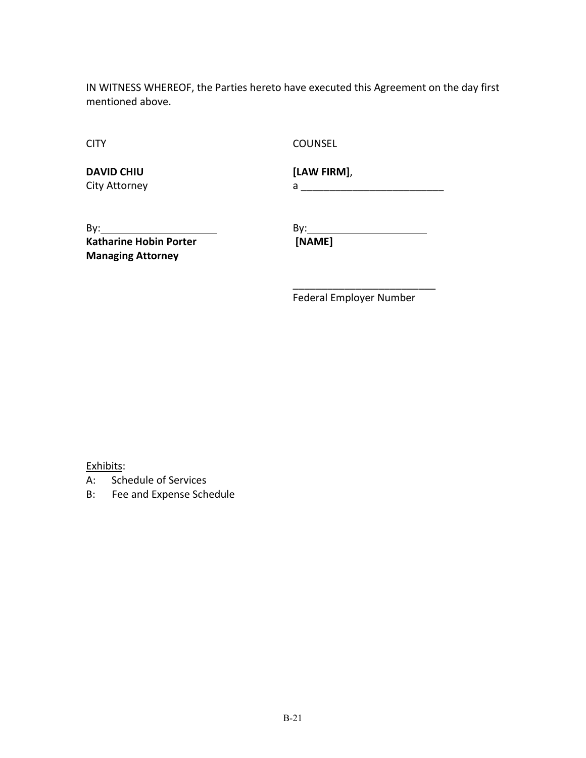IN WITNESS WHEREOF, the Parties hereto have executed this Agreement on the day first mentioned above.

| CITY | COUNSEL |
| --- | --- |
| **DAVID CHIU**<br>City Attorney | **[LAW FIRM]**,<br>a __________________________ |
| By:______________________<br>**Katharine Hobin Porter**<br>**Managing Attorney** | By:______________________<br>**[NAME]** |
| | __________________________<br>Federal Employer Number |

Exhibits:

A: Schedule of Services

B: Fee and Expense Schedule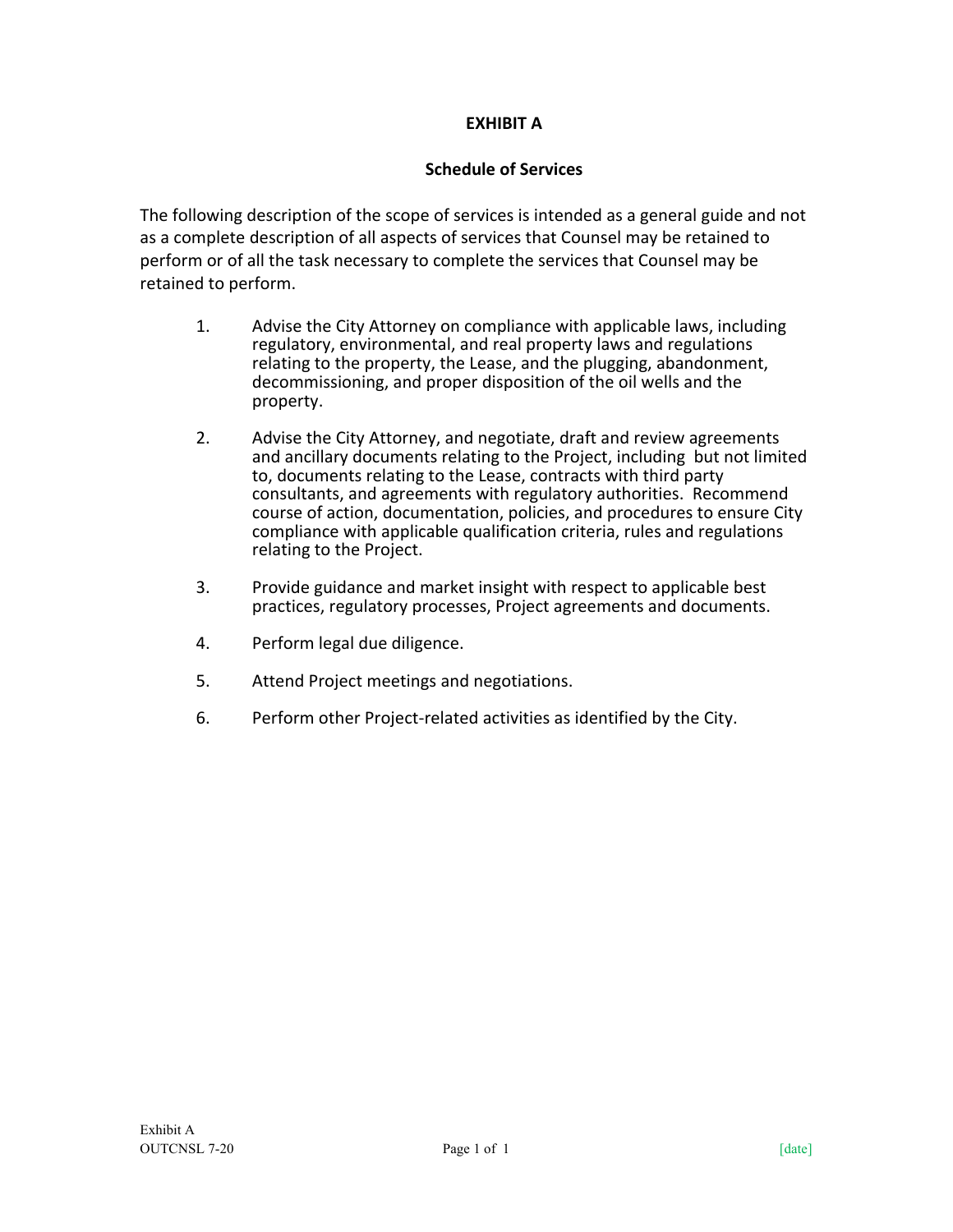**EXHIBIT A**

**Schedule of Services**

The following description of the scope of services is intended as a general guide and not as a complete description of all aspects of services that Counsel may be retained to perform or of all the task necessary to complete the services that Counsel may be retained to perform.

1. Advise the City Attorney on compliance with applicable laws, including regulatory, environmental, and real property laws and regulations relating to the property, the Lease, and the plugging, abandonment, decommissioning, and proper disposition of the oil wells and the property.

2. Advise the City Attorney, and negotiate, draft and review agreements and ancillary documents relating to the Project, including but not limited to, documents relating to the Lease, contracts with third party consultants, and agreements with regulatory authorities. Recommend course of action, documentation, policies, and procedures to ensure City compliance with applicable qualification criteria, rules and regulations relating to the Project.

3. Provide guidance and market insight with respect to applicable best practices, regulatory processes, Project agreements and documents.

4. Perform legal due diligence.

5. Attend Project meetings and negotiations.

6. Perform other Project-related activities as identified by the City.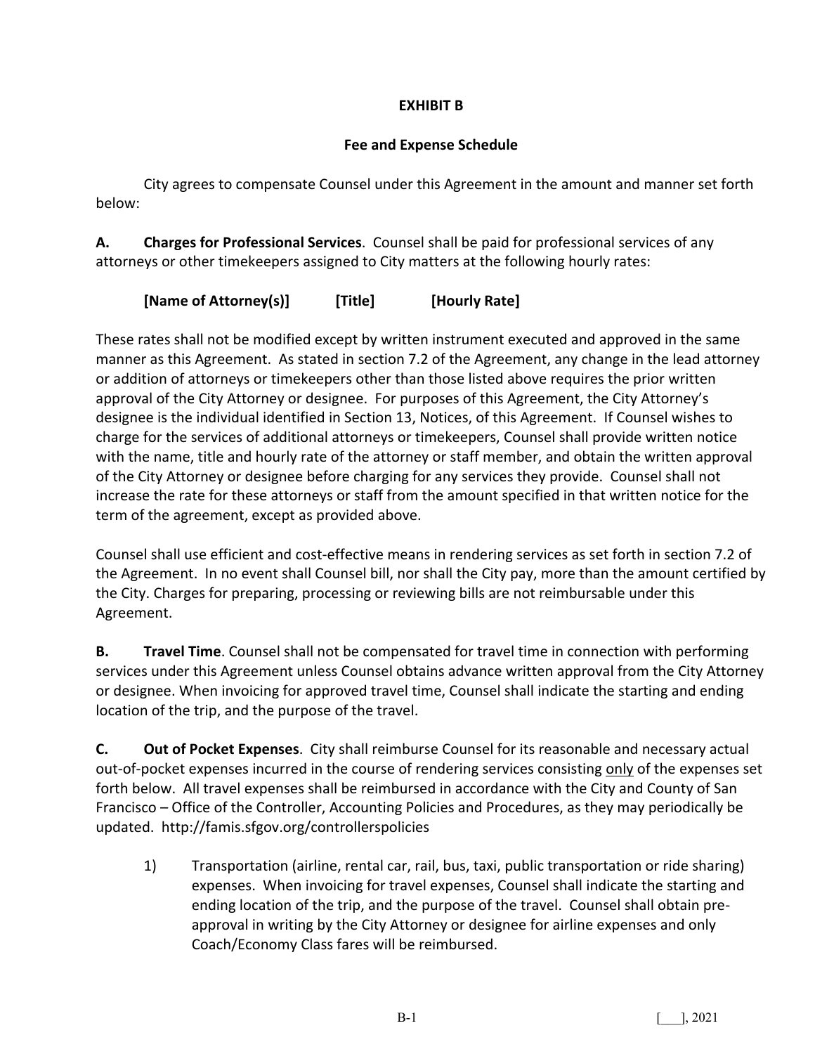# EXHIBIT B

## Fee and Expense Schedule

City agrees to compensate Counsel under this Agreement in the amount and manner set forth below:

**A. Charges for Professional Services**. Counsel shall be paid for professional services of any attorneys or other timekeepers assigned to City matters at the following hourly rates:

**[Name of Attorney(s)] [Title] [Hourly Rate]**

These rates shall not be modified except by written instrument executed and approved in the same manner as this Agreement. As stated in section 7.2 of the Agreement, any change in the lead attorney or addition of attorneys or timekeepers other than those listed above requires the prior written approval of the City Attorney or designee. For purposes of this Agreement, the City Attorney's designee is the individual identified in Section 13, Notices, of this Agreement. If Counsel wishes to charge for the services of additional attorneys or timekeepers, Counsel shall provide written notice with the name, title and hourly rate of the attorney or staff member, and obtain the written approval of the City Attorney or designee before charging for any services they provide. Counsel shall not increase the rate for these attorneys or staff from the amount specified in that written notice for the term of the agreement, except as provided above.

Counsel shall use efficient and cost-effective means in rendering services as set forth in section 7.2 of the Agreement. In no event shall Counsel bill, nor shall the City pay, more than the amount certified by the City. Charges for preparing, processing or reviewing bills are not reimbursable under this Agreement.

**B. Travel Time**. Counsel shall not be compensated for travel time in connection with performing services under this Agreement unless Counsel obtains advance written approval from the City Attorney or designee. When invoicing for approved travel time, Counsel shall indicate the starting and ending location of the trip, and the purpose of the travel.

**C. Out of Pocket Expenses**. City shall reimburse Counsel for its reasonable and necessary actual out-of-pocket expenses incurred in the course of rendering services consisting <u>only</u> of the expenses set forth below. All travel expenses shall be reimbursed in accordance with the City and County of San Francisco – Office of the Controller, Accounting Policies and Procedures, as they may periodically be updated. http://famis.sfgov.org/controllerspolicies

1) Transportation (airline, rental car, rail, bus, taxi, public transportation or ride sharing) expenses. When invoicing for travel expenses, Counsel shall indicate the starting and ending location of the trip, and the purpose of the travel. Counsel shall obtain pre-approval in writing by the City Attorney or designee for airline expenses and only Coach/Economy Class fares will be reimbursed.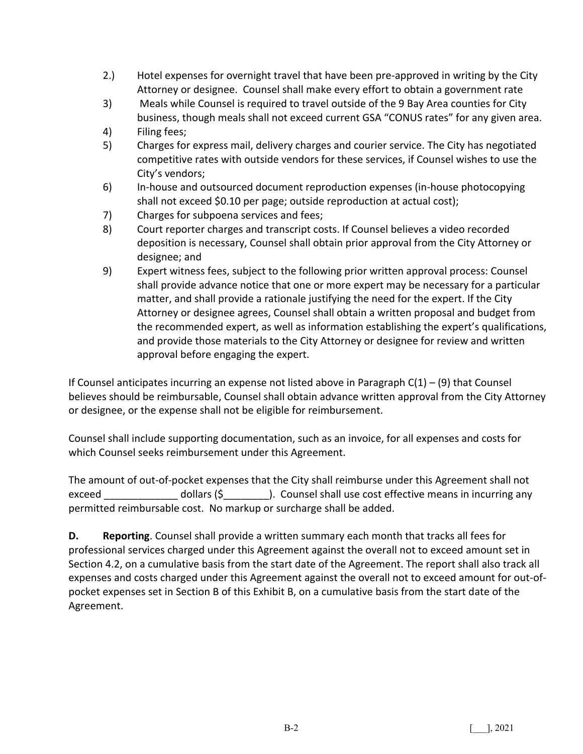2.) Hotel expenses for overnight travel that have been pre-approved in writing by the City Attorney or designee. Counsel shall make every effort to obtain a government rate

3) Meals while Counsel is required to travel outside of the 9 Bay Area counties for City business, though meals shall not exceed current GSA "CONUS rates" for any given area.

4) Filing fees;

5) Charges for express mail, delivery charges and courier service. The City has negotiated competitive rates with outside vendors for these services, if Counsel wishes to use the City's vendors;

6) In-house and outsourced document reproduction expenses (in-house photocopying shall not exceed $0.10 per page; outside reproduction at actual cost);

7) Charges for subpoena services and fees;

8) Court reporter charges and transcript costs. If Counsel believes a video recorded deposition is necessary, Counsel shall obtain prior approval from the City Attorney or designee; and

9) Expert witness fees, subject to the following prior written approval process: Counsel shall provide advance notice that one or more expert may be necessary for a particular matter, and shall provide a rationale justifying the need for the expert. If the City Attorney or designee agrees, Counsel shall obtain a written proposal and budget from the recommended expert, as well as information establishing the expert's qualifications, and provide those materials to the City Attorney or designee for review and written approval before engaging the expert.

If Counsel anticipates incurring an expense not listed above in Paragraph C(1) – (9) that Counsel believes should be reimbursable, Counsel shall obtain advance written approval from the City Attorney or designee, or the expense shall not be eligible for reimbursement.

Counsel shall include supporting documentation, such as an invoice, for all expenses and costs for which Counsel seeks reimbursement under this Agreement.

The amount of out-of-pocket expenses that the City shall reimburse under this Agreement shall not exceed _____________ dollars ($________). Counsel shall use cost effective means in incurring any permitted reimbursable cost. No markup or surcharge shall be added.

**D. Reporting**. Counsel shall provide a written summary each month that tracks all fees for professional services charged under this Agreement against the overall not to exceed amount set in Section 4.2, on a cumulative basis from the start date of the Agreement. The report shall also track all expenses and costs charged under this Agreement against the overall not to exceed amount for out-of-pocket expenses set in Section B of this Exhibit B, on a cumulative basis from the start date of the Agreement.